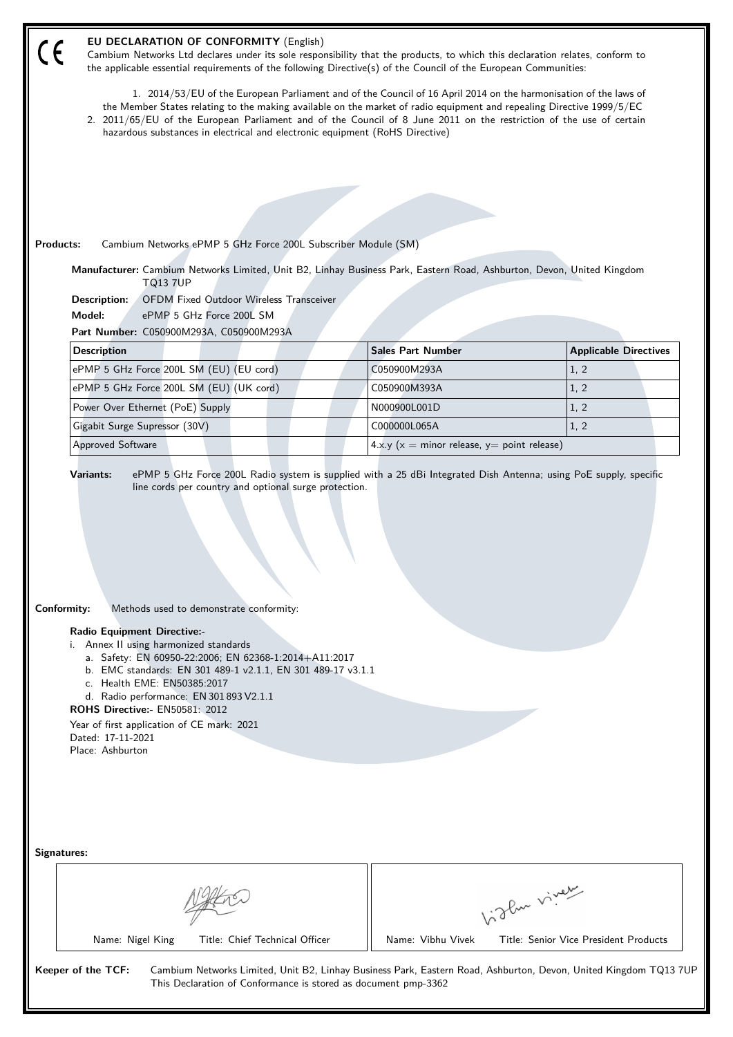CE

# EU DECLARATION OF CONFORMITY (English)

Cambium Networks Ltd declares under its sole responsibility that the products, to which this declaration relates, conform to the applicable essential requirements of the following Directive(s) of the Council of the European Communities:

1. 2014/53/EU of the European Parliament and of the Council of 16 April 2014 on the harmonisation of the laws of the Member States relating to the making available on the market of radio equipment and repealing Directive 1999/5/EC
2. 2011/65/EU of the European Parliament and of the Council of 8 June 2011 on the restriction of the use of certain hazardous substances in electrical and electronic equipment (RoHS Directive)

**Products:** Cambium Networks ePMP 5 GHz Force 200L Subscriber Module (SM)

**Manufacturer:** Cambium Networks Limited, Unit B2, Linhay Business Park, Eastern Road, Ashburton, Devon, United Kingdom TQ13 7UP

**Description:** OFDM Fixed Outdoor Wireless Transceiver

**Model:** ePMP 5 GHz Force 200L SM

**Part Number:** C050900M293A, C050900M293A

| Description | Sales Part Number | Applicable Directives |
|---|---|---|
| ePMP 5 GHz Force 200L SM (EU) (EU cord) | C050900M293A | 1, 2 |
| ePMP 5 GHz Force 200L SM (EU) (UK cord) | C050900M393A | 1, 2 |
| Power Over Ethernet (PoE) Supply | N000900L001D | 1, 2 |
| Gigabit Surge Supressor (30V) | C000000L065A | 1, 2 |
| Approved Software | 4.x.y (x = minor release, y= point release) | |

**Variants:** ePMP 5 GHz Force 200L Radio system is supplied with a 25 dBi Integrated Dish Antenna; using PoE supply, specific line cords per country and optional surge protection.

**Conformity:** Methods used to demonstrate conformity:

**Radio Equipment Directive:-**

i. Annex II using harmonized standards
   a. Safety: EN 60950-22:2006; EN 62368-1:2014+A11:2017
   b. EMC standards: EN 301 489-1 v2.1.1, EN 301 489-17 v3.1.1
   c. Health EME: EN50385:2017
   d. Radio performance: EN 301 893 V2.1.1

**ROHS Directive:-** EN50581: 2012

Year of first application of CE mark: 2021

Dated: 17-11-2021

Place: Ashburton

**Signatures:**

| Name: Nigel King Title: Chief Technical Officer | Name: Vibhu Vivek Title: Senior Vice President Products |
|---|---|

**Keeper of the TCF:** Cambium Networks Limited, Unit B2, Linhay Business Park, Eastern Road, Ashburton, Devon, United Kingdom TQ13 7UP
This Declaration of Conformance is stored as document pmp-3362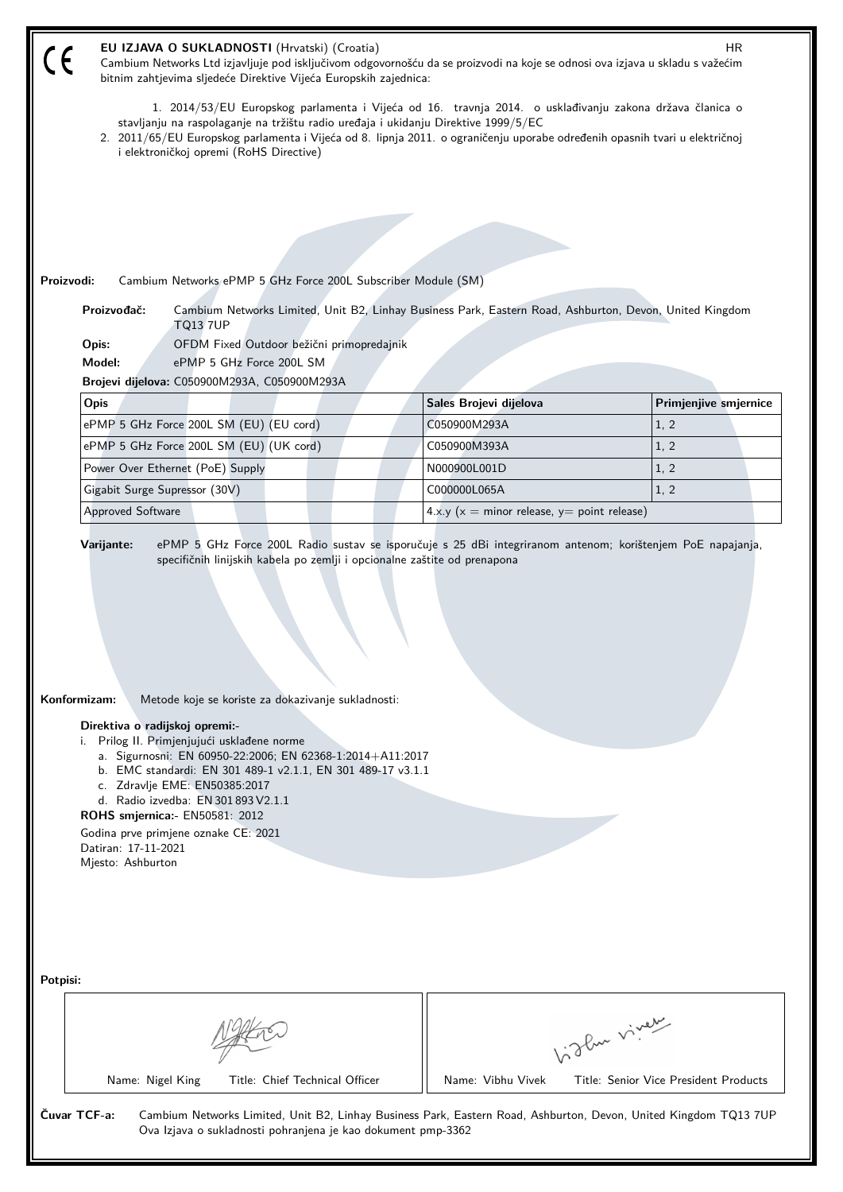CE

**EU IZJAVA O SUKLADNOSTI** (Hrvatski) (Croatia) HR

Cambium Networks Ltd izjavljuje pod isključivom odgovornošću da se proizvodi na koje se odnosi ova izjava u skladu s važećim bitnim zahtjevima sljedeće Direktive Vijeća Europskih zajednica:

1. 2014/53/EU Europskog parlamenta i Vijeća od 16. travnja 2014. o usklađivanju zakona država članica o stavljanju na raspolaganje na tržištu radio uređaja i ukidanju Direktive 1999/5/EC
2. 2011/65/EU Europskog parlamenta i Vijeća od 8. lipnja 2011. o ograničenju uporabe određenih opasnih tvari u električnoj i elektroničkoj opremi (RoHS Directive)

**Proizvodi:** Cambium Networks ePMP 5 GHz Force 200L Subscriber Module (SM)

**Proizvođač:** Cambium Networks Limited, Unit B2, Linhay Business Park, Eastern Road, Ashburton, Devon, United Kingdom TQ13 7UP

**Opis:** OFDM Fixed Outdoor bežični primopredajnik

**Model:** ePMP 5 GHz Force 200L SM

**Brojevi dijelova:** C050900M293A, C050900M293A

| Opis | Sales Brojevi dijelova | Primjenjive smjernice |
|---|---|---|
| ePMP 5 GHz Force 200L SM (EU) (EU cord) | C050900M293A | 1, 2 |
| ePMP 5 GHz Force 200L SM (EU) (UK cord) | C050900M393A | 1, 2 |
| Power Over Ethernet (PoE) Supply | N000900L001D | 1, 2 |
| Gigabit Surge Supressor (30V) | C000000L065A | 1, 2 |
| Approved Software | 4.x.y (x = minor release, y= point release) | |

**Varijante:** ePMP 5 GHz Force 200L Radio sustav se isporučuje s 25 dBi integriranom antenom; korištenjem PoE napajanja, specifičnih linijskih kabela po zemlji i opcionalne zaštite od prenapona

**Konformizam:** Metode koje se koriste za dokazivanje sukladnosti:

**Direktiva o radijskoj opremi:-**

i. Prilog II. Primjenjujući usklađene norme
   a. Sigurnosni: EN 60950-22:2006; EN 62368-1:2014+A11:2017
   b. EMC standardi: EN 301 489-1 v2.1.1, EN 301 489-17 v3.1.1
   c. Zdravlje EME: EN50385:2017
   d. Radio izvedba: EN 301 893 V2.1.1

**ROHS smjernica:-** EN50581: 2012

Godina prve primjene oznake CE: 2021

Datiran: 17-11-2021

Mjesto: Ashburton

**Potpisi:**

| Name: Nigel King Title: Chief Technical Officer | Name: Vibhu Vivek Title: Senior Vice President Products |
|---|---|

**Čuvar TCF-a:** Cambium Networks Limited, Unit B2, Linhay Business Park, Eastern Road, Ashburton, Devon, United Kingdom TQ13 7UP

Ova Izjava o sukladnosti pohranjena je kao dokument pmp-3362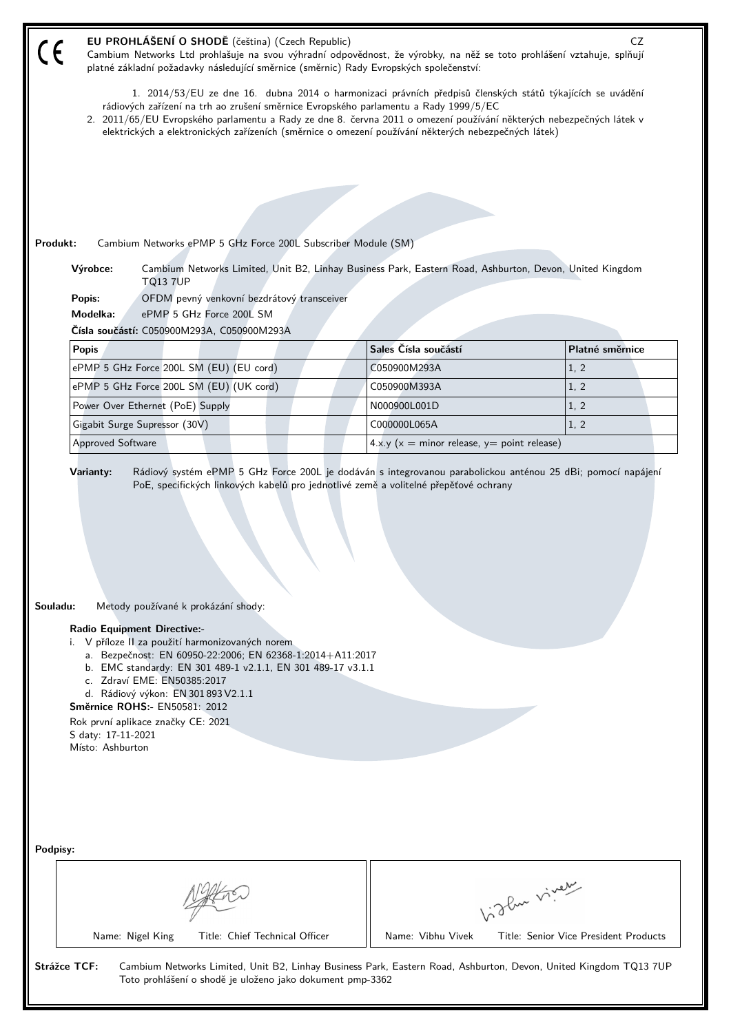CE

**EU PROHLÁŠENÍ O SHODĚ** (čeština) (Czech Republic) CZ

Cambium Networks Ltd prohlašuje na svou výhradní odpovědnost, že výrobky, na něž se toto prohlášení vztahuje, splňují platné základní požadavky následující směrnice (směrnic) Rady Evropských společenství:

1. 2014/53/EU ze dne 16. dubna 2014 o harmonizaci právních předpisů členských států týkajících se uvádění rádiových zařízení na trh ao zrušení směrnice Evropského parlamentu a Rady 1999/5/EC
2. 2011/65/EU Evropského parlamentu a Rady ze dne 8. června 2011 o omezení používání některých nebezpečných látek v elektrických a elektronických zařízeních (směrnice o omezení používání některých nebezpečných látek)

**Produkt:** Cambium Networks ePMP 5 GHz Force 200L Subscriber Module (SM)

**Výrobce:** Cambium Networks Limited, Unit B2, Linhay Business Park, Eastern Road, Ashburton, Devon, United Kingdom TQ13 7UP

**Popis:** OFDM pevný venkovní bezdrátový transceiver

**Modelka:** ePMP 5 GHz Force 200L SM

**Čísla součástí:** C050900M293A, C050900M293A

| Popis | Sales Čísla součástí | Platné směrnice |
|---|---|---|
| ePMP 5 GHz Force 200L SM (EU) (EU cord) | C050900M293A | 1, 2 |
| ePMP 5 GHz Force 200L SM (EU) (UK cord) | C050900M393A | 1, 2 |
| Power Over Ethernet (PoE) Supply | N000900L001D | 1, 2 |
| Gigabit Surge Supressor (30V) | C000000L065A | 1, 2 |
| Approved Software | 4.x.y (x = minor release, y= point release) | |

**Varianty:** Rádiový systém ePMP 5 GHz Force 200L je dodáván s integrovanou parabolickou anténou 25 dBi; pomocí napájení PoE, specifických linkových kabelů pro jednotlivé země a volitelné přepěťové ochrany

**Souladu:** Metody používané k prokázání shody:

**Radio Equipment Directive:-**

i. V příloze II za použití harmonizovaných norem
   a. Bezpečnost: EN 60950-22:2006; EN 62368-1:2014+A11:2017
   b. EMC standardy: EN 301 489-1 v2.1.1, EN 301 489-17 v3.1.1
   c. Zdraví EME: EN50385:2017
   d. Rádiový výkon: EN 301 893 V2.1.1

**Směrnice ROHS:-** EN50581: 2012

Rok první aplikace značky CE: 2021

S daty: 17-11-2021

Místo: Ashburton

**Podpisy:**

| Name: Nigel King Title: Chief Technical Officer | Name: Vibhu Vivek Title: Senior Vice President Products |
|---|---|

**Strážce TCF:** Cambium Networks Limited, Unit B2, Linhay Business Park, Eastern Road, Ashburton, Devon, United Kingdom TQ13 7UP
Toto prohlášení o shodě je uloženo jako dokument pmp-3362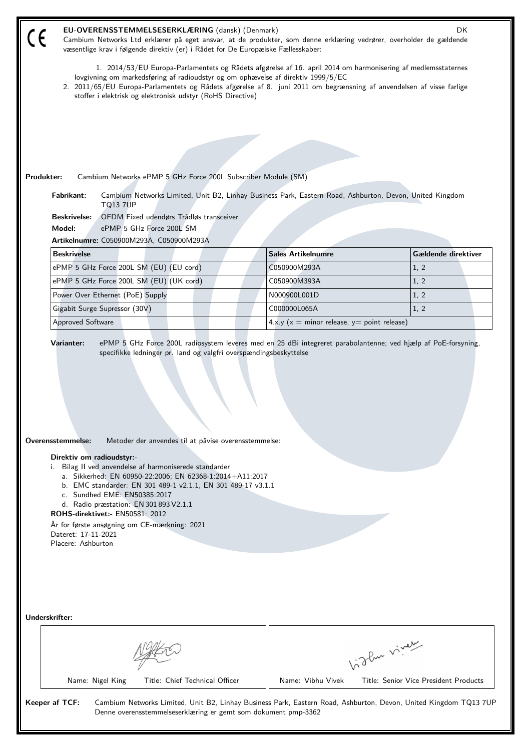CE

**EU-OVERENSSTEMMELSESERKLÆRING** (dansk) (Denmark) DK

Cambium Networks Ltd erklærer på eget ansvar, at de produkter, som denne erklæring vedrører, overholder de gældende væsentlige krav i følgende direktiv (er) i Rådet for De Europæiske Fællesskaber:

1. 2014/53/EU Europa-Parlamentets og Rådets afgørelse af 16. april 2014 om harmonisering af medlemsstaternes lovgivning om markedsføring af radioudstyr og om ophævelse af direktiv 1999/5/EC
2. 2011/65/EU Europa-Parlamentets og Rådets afgørelse af 8. juni 2011 om begrænsning af anvendelsen af visse farlige stoffer i elektrisk og elektronisk udstyr (RoHS Directive)

**Produkter:** Cambium Networks ePMP 5 GHz Force 200L Subscriber Module (SM)

**Fabrikant:** Cambium Networks Limited, Unit B2, Linhay Business Park, Eastern Road, Ashburton, Devon, United Kingdom TQ13 7UP

**Beskrivelse:** OFDM Fixed udendørs Trådløs transceiver

**Model:** ePMP 5 GHz Force 200L SM

**Artikelnumre:** C050900M293A, C050900M293A

| Beskrivelse | Sales Artikelnumre | Gældende direktiver |
|---|---|---|
| ePMP 5 GHz Force 200L SM (EU) (EU cord) | C050900M293A | 1, 2 |
| ePMP 5 GHz Force 200L SM (EU) (UK cord) | C050900M393A | 1, 2 |
| Power Over Ethernet (PoE) Supply | N000900L001D | 1, 2 |
| Gigabit Surge Supressor (30V) | C000000L065A | 1, 2 |
| Approved Software | 4.x.y (x = minor release, y= point release) | |

**Varianter:** ePMP 5 GHz Force 200L radiosystem leveres med en 25 dBi integreret parabolantenne; ved hjælp af PoE-forsyning, specifikke ledninger pr. land og valgfri overspændingsbeskyttelse

**Overensstemmelse:** Metoder der anvendes til at påvise overensstemmelse:

**Direktiv om radioudstyr:-**

i. Bilag II ved anvendelse af harmoniserede standarder
   a. Sikkerhed: EN 60950-22:2006; EN 62368-1:2014+A11:2017
   b. EMC standarder: EN 301 489-1 v2.1.1, EN 301 489-17 v3.1.1
   c. Sundhed EME: EN50385:2017
   d. Radio præstation: EN 301 893 V2.1.1

**ROHS-direktivet:-** EN50581: 2012

År for første ansøgning om CE-mærkning: 2021

Dateret: 17-11-2021

Placere: Ashburton

**Underskrifter:**

| Name: Nigel King Title: Chief Technical Officer | Name: Vibhu Vivek Title: Senior Vice President Products |
|---|---|

**Keeper af TCF:** Cambium Networks Limited, Unit B2, Linhay Business Park, Eastern Road, Ashburton, Devon, United Kingdom TQ13 7UP
Denne overensstemmelseserklæring er gemt som dokument pmp-3362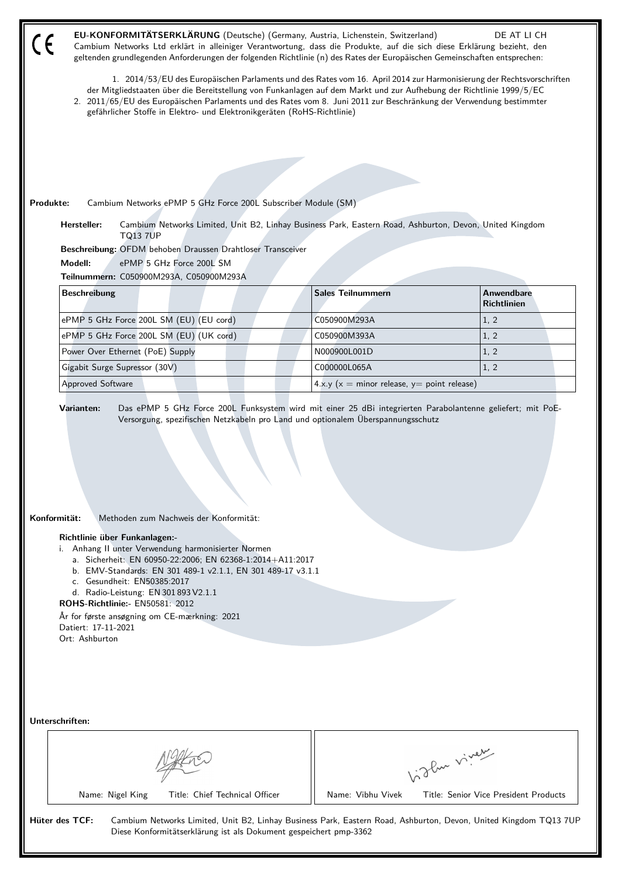CE

**EU-KONFORMITÄTSERKLÄRUNG** (Deutsche) (Germany, Austria, Lichenstein, Switzerland) DE AT LI CH

Cambium Networks Ltd erklärt in alleiniger Verantwortung, dass die Produkte, auf die sich diese Erklärung bezieht, den geltenden grundlegenden Anforderungen der folgenden Richtlinie (n) des Rates der Europäischen Gemeinschaften entsprechen:

1. 2014/53/EU des Europäischen Parlaments und des Rates vom 16. April 2014 zur Harmonisierung der Rechtsvorschriften der Mitgliedstaaten über die Bereitstellung von Funkanlagen auf dem Markt und zur Aufhebung der Richtlinie 1999/5/EC
2. 2011/65/EU des Europäischen Parlaments und des Rates vom 8. Juni 2011 zur Beschränkung der Verwendung bestimmter gefährlicher Stoffe in Elektro- und Elektronikgeräten (RoHS-Richtlinie)

**Produkte:** Cambium Networks ePMP 5 GHz Force 200L Subscriber Module (SM)

**Hersteller:** Cambium Networks Limited, Unit B2, Linhay Business Park, Eastern Road, Ashburton, Devon, United Kingdom TQ13 7UP

**Beschreibung:** OFDM behoben Draussen Drahtloser Transceiver

**Modell:** ePMP 5 GHz Force 200L SM

**Teilnummern:** C050900M293A, C050900M293A

| Beschreibung | Sales Teilnummern | Anwendbare Richtlinien |
|---|---|---|
| ePMP 5 GHz Force 200L SM (EU) (EU cord) | C050900M293A | 1, 2 |
| ePMP 5 GHz Force 200L SM (EU) (UK cord) | C050900M393A | 1, 2 |
| Power Over Ethernet (PoE) Supply | N000900L001D | 1, 2 |
| Gigabit Surge Supressor (30V) | C000000L065A | 1, 2 |
| Approved Software | 4.x.y (x = minor release, y= point release) | |

**Varianten:** Das ePMP 5 GHz Force 200L Funksystem wird mit einer 25 dBi integrierten Parabolantenne geliefert; mit PoE-Versorgung, spezifischen Netzkabeln pro Land und optionalem Überspannungsschutz

**Konformität:** Methoden zum Nachweis der Konformität:

**Richtlinie über Funkanlagen:-**

i. Anhang II unter Verwendung harmonisierter Normen
   a. Sicherheit: EN 60950-22:2006; EN 62368-1:2014+A11:2017
   b. EMV-Standards: EN 301 489-1 v2.1.1, EN 301 489-17 v3.1.1
   c. Gesundheit: EN50385:2017
   d. Radio-Leistung: EN 301 893 V2.1.1

**ROHS-Richtlinie:-** EN50581: 2012

År for første ansøgning om CE-mærkning: 2021

Datiert: 17-11-2021

Ort: Ashburton

**Unterschriften:**

| Name: Nigel King Title: Chief Technical Officer | Name: Vibhu Vivek Title: Senior Vice President Products |
|---|---|

**Hüter des TCF:** Cambium Networks Limited, Unit B2, Linhay Business Park, Eastern Road, Ashburton, Devon, United Kingdom TQ13 7UP
Diese Konformitätserklärung ist als Dokument gespeichert pmp-3362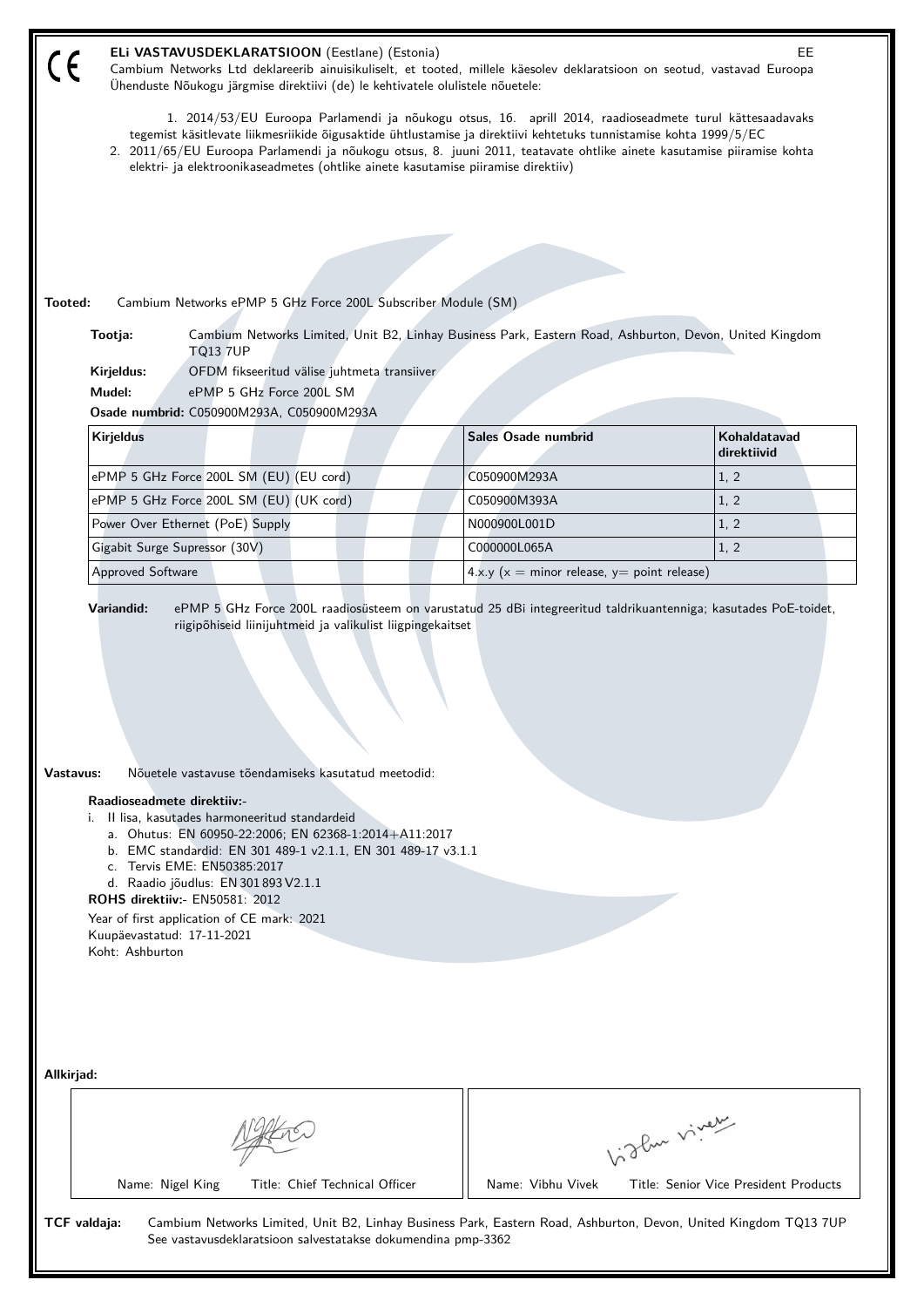CE

**ELi VASTAVUSDEKLARATSIOON** (Eestlane) (Estonia) EE

Cambium Networks Ltd deklareerib ainuisikuliselt, et tooted, millele käesolev deklaratsioon on seotud, vastavad Euroopa Ühenduste Nõukogu järgmise direktiivi (de) le kehtivatele olulistele nõuetele:

1. 2014/53/EU Euroopa Parlamendi ja nõukogu otsus, 16. aprill 2014, raadioseadmete turul kättesaadavaks tegemist käsitlevate liikmesriikide õigusaktide ühtlustamise ja direktiivi kehtetuks tunnistamise kohta 1999/5/EC
2. 2011/65/EU Euroopa Parlamendi ja nõukogu otsus, 8. juuni 2011, teatavate ohtlike ainete kasutamise piiramise kohta elektri- ja elektroonikaseadmetes (ohtlike ainete kasutamise piiramise direktiiv)

**Tooted:** Cambium Networks ePMP 5 GHz Force 200L Subscriber Module (SM)

**Tootja:** Cambium Networks Limited, Unit B2, Linhay Business Park, Eastern Road, Ashburton, Devon, United Kingdom TQ13 7UP

**Kirjeldus:** OFDM fikseeritud välise juhtmeta transiiver

**Mudel:** ePMP 5 GHz Force 200L SM

**Osade numbrid:** C050900M293A, C050900M293A

| Kirjeldus | Sales Osade numbrid | Kohaldatavad direktiivid |
|---|---|---|
| ePMP 5 GHz Force 200L SM (EU) (EU cord) | C050900M293A | 1, 2 |
| ePMP 5 GHz Force 200L SM (EU) (UK cord) | C050900M393A | 1, 2 |
| Power Over Ethernet (PoE) Supply | N000900L001D | 1, 2 |
| Gigabit Surge Supressor (30V) | C000000L065A | 1, 2 |
| Approved Software | 4.x.y (x = minor release, y= point release) | |

**Variandid:** ePMP 5 GHz Force 200L raadiosüsteem on varustatud 25 dBi integreeritud taldrikuantenniga; kasutades PoE-toidet, riigipõhiseid liinijuhtmeid ja valikulist liigpingekaitset

**Vastavus:** Nõuetele vastavuse tõendamiseks kasutatud meetodid:

**Raadioseadmete direktiiv:-**

i. II lisa, kasutades harmoneeritud standardeid
   a. Ohutus: EN 60950-22:2006; EN 62368-1:2014+A11:2017
   b. EMC standardid: EN 301 489-1 v2.1.1, EN 301 489-17 v3.1.1
   c. Tervis EME: EN50385:2017
   d. Raadio jõudlus: EN 301 893 V2.1.1

**ROHS direktiiv:-** EN50581: 2012

Year of first application of CE mark: 2021

Kuupäevastatud: 17-11-2021

Koht: Ashburton

**Allkirjad:**

| Name: Nigel King Title: Chief Technical Officer | Name: Vibhu Vivek Title: Senior Vice President Products |
|---|---|

**TCF valdaja:** Cambium Networks Limited, Unit B2, Linhay Business Park, Eastern Road, Ashburton, Devon, United Kingdom TQ13 7UP
See vastavusdeklaratsioon salvestatakse dokumendina pmp-3362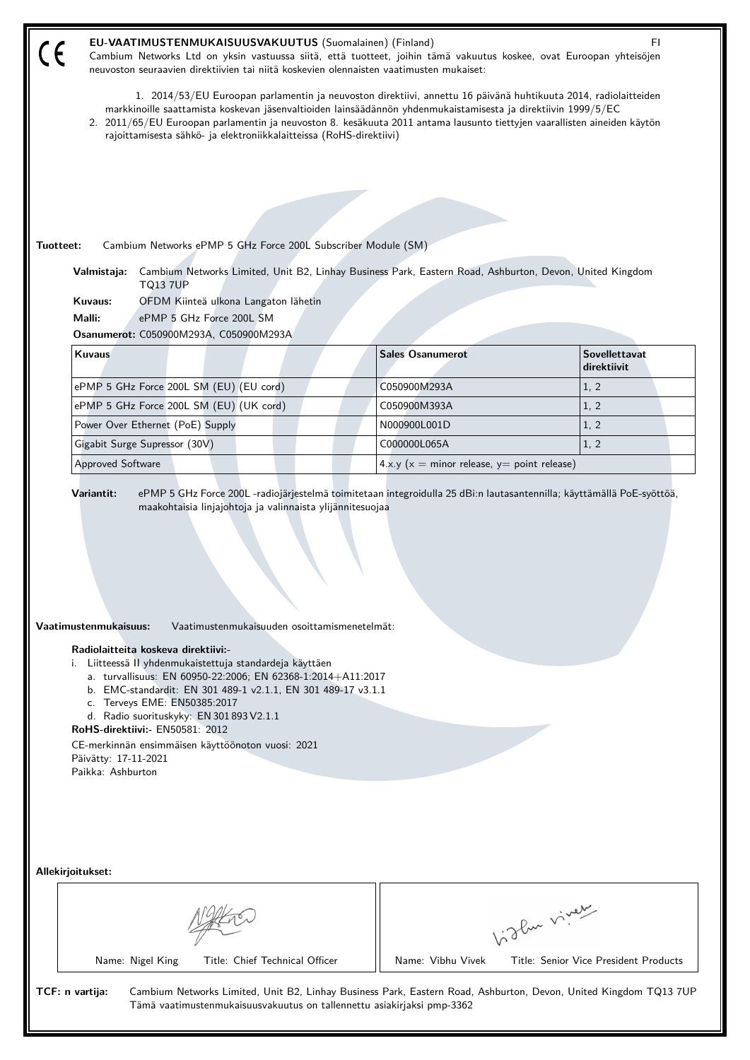CE

**EU-VAATIMUSTENMUKAISUUSVAKUUTUS** (Suomalainen) (Finland) FI

Cambium Networks Ltd on yksin vastuussa siitä, että tuotteet, joihin tämä vakuutus koskee, ovat Euroopan yhteisöjen neuvoston seuraavien direktiivien tai niitä koskevien olennaisten vaatimusten mukaiset:

1. 2014/53/EU Euroopan parlamentin ja neuvoston direktiivi, annettu 16 päivänä huhtikuuta 2014, radiolaitteiden markkinoille saattamista koskevan jäsenvaltioiden lainsäädännön yhdenmukaistamisesta ja direktiivin 1999/5/EC
2. 2011/65/EU Euroopan parlamentin ja neuvoston 8. kesäkuuta 2011 antama lausunto tiettyjen vaarallisten aineiden käytön rajoittamisesta sähkö- ja elektroniikkalaitteissa (RoHS-direktiivi)

**Tuotteet:** Cambium Networks ePMP 5 GHz Force 200L Subscriber Module (SM)

**Valmistaja:** Cambium Networks Limited, Unit B2, Linhay Business Park, Eastern Road, Ashburton, Devon, United Kingdom TQ13 7UP

**Kuvaus:** OFDM Kiinteä ulkona Langaton lähetin

**Malli:** ePMP 5 GHz Force 200L SM

**Osanumerot:** C050900M293A, C050900M293A

| Kuvaus | Sales Osanumerot | Sovellettavat direktiivit |
|---|---|---|
| ePMP 5 GHz Force 200L SM (EU) (EU cord) | C050900M293A | 1, 2 |
| ePMP 5 GHz Force 200L SM (EU) (UK cord) | C050900M393A | 1, 2 |
| Power Over Ethernet (PoE) Supply | N000900L001D | 1, 2 |
| Gigabit Surge Supressor (30V) | C000000L065A | 1, 2 |
| Approved Software | 4.x.y (x = minor release, y= point release) | |

**Variantit:** ePMP 5 GHz Force 200L -radiojärjestelmä toimitetaan integroidulla 25 dBi:n lautasantennilla; käyttämällä PoE-syöttöä, maakohtaisia linjajohtoja ja valinnaista ylijännitesuojaa

**Vaatimustenmukaisuus:** Vaatimustenmukaisuuden osoittamismenetelmät:

**Radiolaitteita koskeva direktiivi:-**

i. Liitteessä II yhdenmukaistettuja standardeja käyttäen
   a. turvallisuus: EN 60950-22:2006; EN 62368-1:2014+A11:2017
   b. EMC-standardit: EN 301 489-1 v2.1.1, EN 301 489-17 v3.1.1
   c. Terveys EME: EN50385:2017
   d. Radio suorituskyky: EN 301 893 V2.1.1

**RoHS-direktiivi:-** EN50581: 2012

CE-merkinnän ensimmäisen käyttöönoton vuosi: 2021

Päivätty: 17-11-2021

Paikka: Ashburton

**Allekirjoitukset:**

| Name: Nigel King Title: Chief Technical Officer | Name: Vibhu Vivek Title: Senior Vice President Products |
|---|---|

**TCF: n vartija:** Cambium Networks Limited, Unit B2, Linhay Business Park, Eastern Road, Ashburton, Devon, United Kingdom TQ13 7UP
Tämä vaatimustenmukaisuusvakuutus on tallennettu asiakirjaksi pmp-3362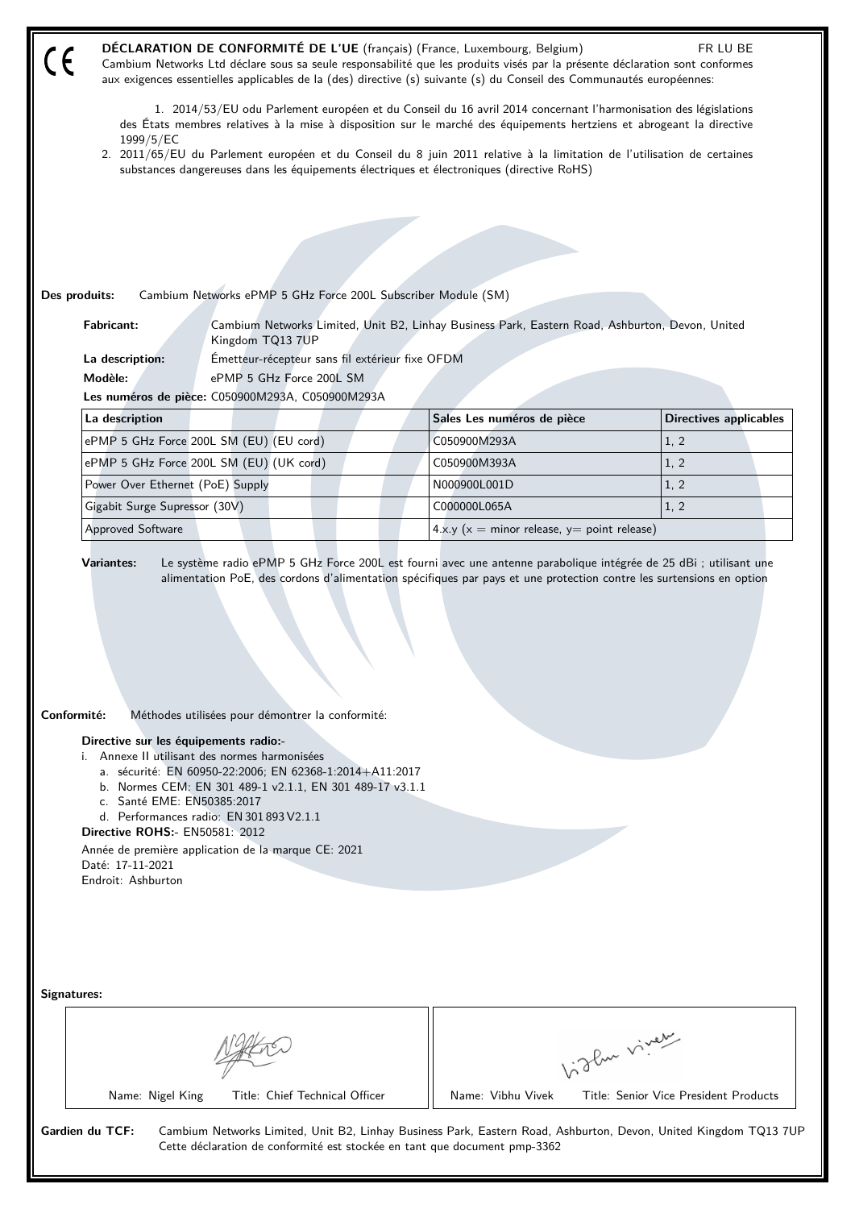CE

**DÉCLARATION DE CONFORMITÉ DE L'UE** (français) (France, Luxembourg, Belgium) FR LU BE

Cambium Networks Ltd déclare sous sa seule responsabilité que les produits visés par la présente déclaration sont conformes aux exigences essentielles applicables de la (des) directive (s) suivante (s) du Conseil des Communautés européennes:

1. 2014/53/EU odu Parlement européen et du Conseil du 16 avril 2014 concernant l'harmonisation des législations des États membres relatives à la mise à disposition sur le marché des équipements hertziens et abrogeant la directive 1999/5/EC
2. 2011/65/EU du Parlement européen et du Conseil du 8 juin 2011 relative à la limitation de l'utilisation de certaines substances dangereuses dans les équipements électriques et électroniques (directive RoHS)

**Des produits:** Cambium Networks ePMP 5 GHz Force 200L Subscriber Module (SM)

**Fabricant:** Cambium Networks Limited, Unit B2, Linhay Business Park, Eastern Road, Ashburton, Devon, United Kingdom TQ13 7UP

**La description:** Émetteur-récepteur sans fil extérieur fixe OFDM

**Modèle:** ePMP 5 GHz Force 200L SM

**Les numéros de pièce:** C050900M293A, C050900M293A

| La description | Sales Les numéros de pièce | Directives applicables |
|---|---|---|
| ePMP 5 GHz Force 200L SM (EU) (EU cord) | C050900M293A | 1, 2 |
| ePMP 5 GHz Force 200L SM (EU) (UK cord) | C050900M393A | 1, 2 |
| Power Over Ethernet (PoE) Supply | N000900L001D | 1, 2 |
| Gigabit Surge Supressor (30V) | C000000L065A | 1, 2 |
| Approved Software | 4.x.y (x = minor release, y= point release) | |

**Variantes:** Le système radio ePMP 5 GHz Force 200L est fourni avec une antenne parabolique intégrée de 25 dBi ; utilisant une alimentation PoE, des cordons d'alimentation spécifiques par pays et une protection contre les surtensions en option

**Conformité:** Méthodes utilisées pour démontrer la conformité:

**Directive sur les équipements radio:-**

i. Annexe II utilisant des normes harmonisées
   a. sécurité: EN 60950-22:2006; EN 62368-1:2014+A11:2017
   b. Normes CEM: EN 301 489-1 v2.1.1, EN 301 489-17 v3.1.1
   c. Santé EME: EN50385:2017
   d. Performances radio: EN 301 893 V2.1.1

**Directive ROHS:-** EN50581: 2012

Année de première application de la marque CE: 2021

Daté: 17-11-2021

Endroit: Ashburton

**Signatures:**

| Name: Nigel King Title: Chief Technical Officer | Name: Vibhu Vivek Title: Senior Vice President Products |
|---|---|

**Gardien du TCF:** Cambium Networks Limited, Unit B2, Linhay Business Park, Eastern Road, Ashburton, Devon, United Kingdom TQ13 7UP
Cette déclaration de conformité est stockée en tant que document pmp-3362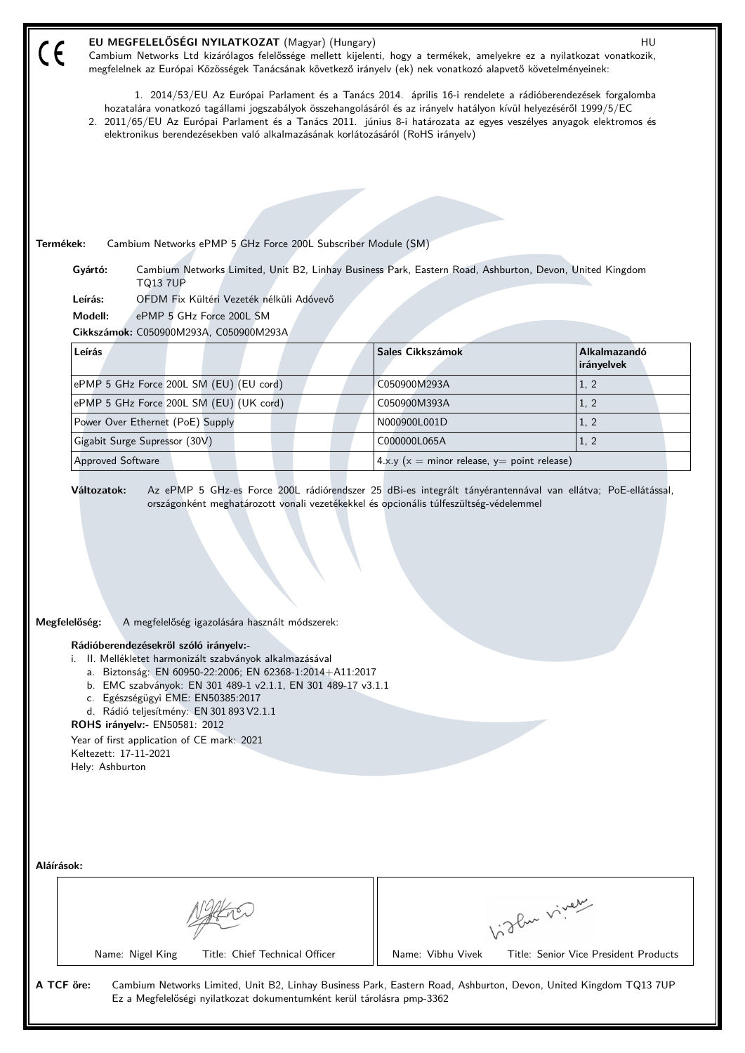CE

**EU MEGFELELŐSÉGI NYILATKOZAT** (Magyar) (Hungary) HU

Cambium Networks Ltd kizárólagos felelőssége mellett kijelenti, hogy a termékek, amelyekre ez a nyilatkozat vonatkozik, megfelelnek az Európai Közösségek Tanácsának következő irányelv (ek) nek vonatkozó alapvető követelményeinek:

1. 2014/53/EU Az Európai Parlament és a Tanács 2014. április 16-i rendelete a rádióberendezések forgalomba hozatalára vonatkozó tagállami jogszabályok összehangolásáról és az irányelv hatályon kívül helyezéséről 1999/5/EC
2. 2011/65/EU Az Európai Parlament és a Tanács 2011. június 8-i határozata az egyes veszélyes anyagok elektromos és elektronikus berendezésekben való alkalmazásának korlátozásáról (RoHS irányelv)

**Termékek:** Cambium Networks ePMP 5 GHz Force 200L Subscriber Module (SM)

**Gyártó:** Cambium Networks Limited, Unit B2, Linhay Business Park, Eastern Road, Ashburton, Devon, United Kingdom TQ13 7UP

**Leírás:** OFDM Fix Kültéri Vezeték nélküli Adóvevő

**Modell:** ePMP 5 GHz Force 200L SM

**Cikkszámok:** C050900M293A, C050900M293A

| Leírás | Sales Cikkszámok | Alkalmazandó irányelvek |
|---|---|---|
| ePMP 5 GHz Force 200L SM (EU) (EU cord) | C050900M293A | 1, 2 |
| ePMP 5 GHz Force 200L SM (EU) (UK cord) | C050900M393A | 1, 2 |
| Power Over Ethernet (PoE) Supply | N000900L001D | 1, 2 |
| Gigabit Surge Supressor (30V) | C000000L065A | 1, 2 |
| Approved Software | 4.x.y (x = minor release, y= point release) | |

**Változatok:** Az ePMP 5 GHz-es Force 200L rádiórendszer 25 dBi-es integrált tányérantennával van ellátva; PoE-ellátással, országonként meghatározott vonali vezetékekkel és opcionális túlfeszültség-védelemmel

**Megfelelőség:** A megfelelőség igazolására használt módszerek:

**Rádióberendezésekről szóló irányelv:-**

i. II. Mellékletet harmonizált szabványok alkalmazásával
   a. Biztonság: EN 60950-22:2006; EN 62368-1:2014+A11:2017
   b. EMC szabványok: EN 301 489-1 v2.1.1, EN 301 489-17 v3.1.1
   c. Egészségügyi EME: EN50385:2017
   d. Rádió teljesítmény: EN 301 893 V2.1.1

**ROHS irányelv:-** EN50581: 2012

Year of first application of CE mark: 2021

Keltezett: 17-11-2021

Hely: Ashburton

**Aláírások:**

| Name: Nigel King Title: Chief Technical Officer | Name: Vibhu Vivek Title: Senior Vice President Products |
|---|---|

**A TCF őre:** Cambium Networks Limited, Unit B2, Linhay Business Park, Eastern Road, Ashburton, Devon, United Kingdom TQ13 7UP
Ez a Megfelelőségi nyilatkozat dokumentumként kerül tárolásra pmp-3362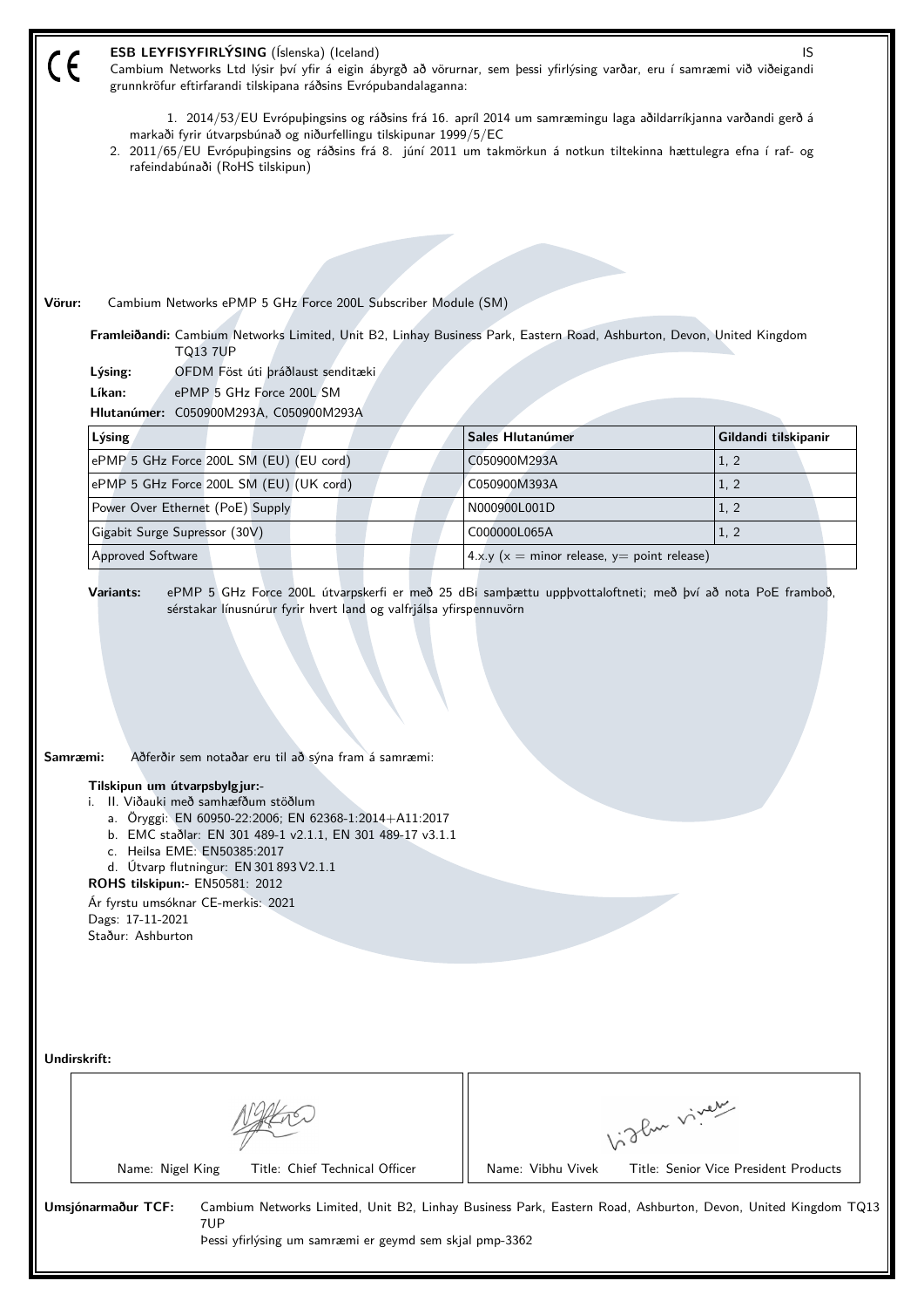CE

**ESB LEYFISYFIRLÝSING** (Íslenska) (Iceland) IS

Cambium Networks Ltd lýsir því yfir á eigin ábyrgð að vörurnar, sem þessi yfirlýsing varðar, eru í samræmi við viðeigandi grunnkröfur eftirfarandi tilskipana ráðsins Evrópubandalaganna:

1. 2014/53/EU Evrópuþingsins og ráðsins frá 16. apríl 2014 um samræmingu laga aðildarríkjanna varðandi gerð á markaði fyrir útvarpsbúnað og niðurfellingu tilskipunar 1999/5/EC
2. 2011/65/EU Evrópuþingsins og ráðsins frá 8. júní 2011 um takmörkun á notkun tiltekinna hættulegra efna í raf- og rafeindabúnaði (RoHS tilskipun)

**Vörur:** Cambium Networks ePMP 5 GHz Force 200L Subscriber Module (SM)

**Framleiðandi:** Cambium Networks Limited, Unit B2, Linhay Business Park, Eastern Road, Ashburton, Devon, United Kingdom TQ13 7UP

**Lýsing:** OFDM Föst úti þráðlaust senditæki

**Líkan:** ePMP 5 GHz Force 200L SM

**Hlutanúmer:** C050900M293A, C050900M293A

| Lýsing | Sales Hlutanúmer | Gildandi tilskipanir |
|---|---|---|
| ePMP 5 GHz Force 200L SM (EU) (EU cord) | C050900M293A | 1, 2 |
| ePMP 5 GHz Force 200L SM (EU) (UK cord) | C050900M393A | 1, 2 |
| Power Over Ethernet (PoE) Supply | N000900L001D | 1, 2 |
| Gigabit Surge Supressor (30V) | C000000L065A | 1, 2 |
| Approved Software | 4.x.y (x = minor release, y= point release) | |

**Variants:** ePMP 5 GHz Force 200L útvarpskerfi er með 25 dBi samþættu uppþvottaloftneti; með því að nota PoE framboð, sérstakar línusnúrur fyrir hvert land og valfrjálsa yfirspennuvörn

**Samræmi:** Aðferðir sem notaðar eru til að sýna fram á samræmi:

**Tilskipun um útvarpsbylgjur:-**

i. II. Viðauki með samhæfðum stöðlum
   a. Öryggi: EN 60950-22:2006; EN 62368-1:2014+A11:2017
   b. EMC staðlar: EN 301 489-1 v2.1.1, EN 301 489-17 v3.1.1
   c. Heilsa EME: EN50385:2017
   d. Útvarp flutningur: EN 301 893 V2.1.1

**ROHS tilskipun:-** EN50581: 2012

Ár fyrstu umsóknar CE-merkis: 2021

Dags: 17-11-2021

Staður: Ashburton

**Undirskrift:**

| Name: Nigel King Title: Chief Technical Officer | Name: Vibhu Vivek Title: Senior Vice President Products |
|---|---|

**Umsjónarmaður TCF:** Cambium Networks Limited, Unit B2, Linhay Business Park, Eastern Road, Ashburton, Devon, United Kingdom TQ13 7UP

Þessi yfirlýsing um samræmi er geymd sem skjal pmp-3362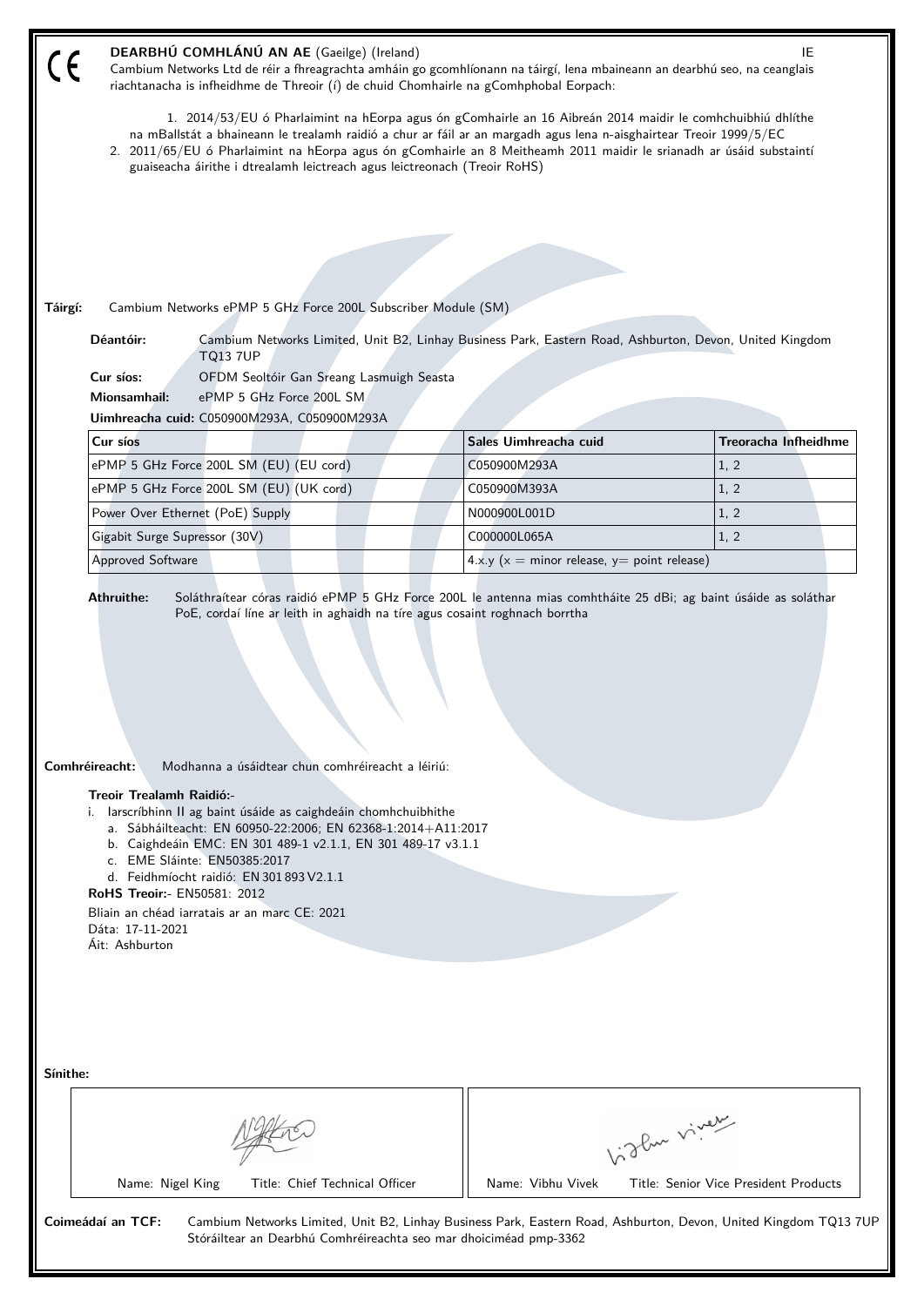CE

**DEARBHÚ COMHLÁNÚ AN AE** (Gaeilge) (Ireland) IE

Cambium Networks Ltd de réir a fhreagrachta amháin go gcomhlíonann na táirgí, lena mbaineann an dearbhú seo, na ceanglais riachtanacha is infheidhme de Threoir (í) de chuid Chomhairle na gComhphobal Eorpach:

1. 2014/53/EU ó Pharlaimint na hEorpa agus ón gComhairle an 16 Aibreán 2014 maidir le comhchuibhiú dhlíthe na mBallstát a bhaineann le trealamh raidió a chur ar fáil ar an margadh agus lena n-aisghairtear Treoir 1999/5/EC
2. 2011/65/EU ó Pharlaimint na hEorpa agus ón gComhairle an 8 Meitheamh 2011 maidir le srianadh ar úsáid substaintí guaiseacha áirithe i dtrealamh leictreach agus leictreonach (Treoir RoHS)

**Táirgí:** Cambium Networks ePMP 5 GHz Force 200L Subscriber Module (SM)

**Déantóir:** Cambium Networks Limited, Unit B2, Linhay Business Park, Eastern Road, Ashburton, Devon, United Kingdom TQ13 7UP

**Cur síos:** OFDM Seoltóir Gan Sreang Lasmuigh Seasta

**Mionsamhail:** ePMP 5 GHz Force 200L SM

**Uimhreacha cuid:** C050900M293A, C050900M293A

| Cur síos | Sales Uimhreacha cuid | Treoracha Infheidhme |
|---|---|---|
| ePMP 5 GHz Force 200L SM (EU) (EU cord) | C050900M293A | 1, 2 |
| ePMP 5 GHz Force 200L SM (EU) (UK cord) | C050900M393A | 1, 2 |
| Power Over Ethernet (PoE) Supply | N000900L001D | 1, 2 |
| Gigabit Surge Supressor (30V) | C000000L065A | 1, 2 |
| Approved Software | 4.x.y (x = minor release, y= point release) | |

**Athruithe:** Soláthraítear córas raidió ePMP 5 GHz Force 200L le antenna mias comhtháite 25 dBi; ag baint úsáide as soláthar PoE, cordaí líne ar leith in aghaidh na tíre agus cosaint roghnach borrtha

**Comhréireacht:** Modhanna a úsáidtear chun comhréireacht a léiriú:

**Treoir Trealamh Raidió:-**

i. Iarscríbhinn II ag baint úsáide as caighdeáin chomhchuibhithe
   a. Sábháilteacht: EN 60950-22:2006; EN 62368-1:2014+A11:2017
   b. Caighdeáin EMC: EN 301 489-1 v2.1.1, EN 301 489-17 v3.1.1
   c. EME Sláinte: EN50385:2017
   d. Feidhmíocht raidió: EN 301 893 V2.1.1

**RoHS Treoir:-** EN50581: 2012

Bliain an chéad iarratais ar an marc CE: 2021

Dáta: 17-11-2021

Áit: Ashburton

**Sínithe:**

| Name: Nigel King Title: Chief Technical Officer | Name: Vibhu Vivek Title: Senior Vice President Products |
|---|---|

**Coimeádaí an TCF:** Cambium Networks Limited, Unit B2, Linhay Business Park, Eastern Road, Ashburton, Devon, United Kingdom TQ13 7UP
Stóráiltear an Dearbhú Comhréireachta seo mar dhoiciméad pmp-3362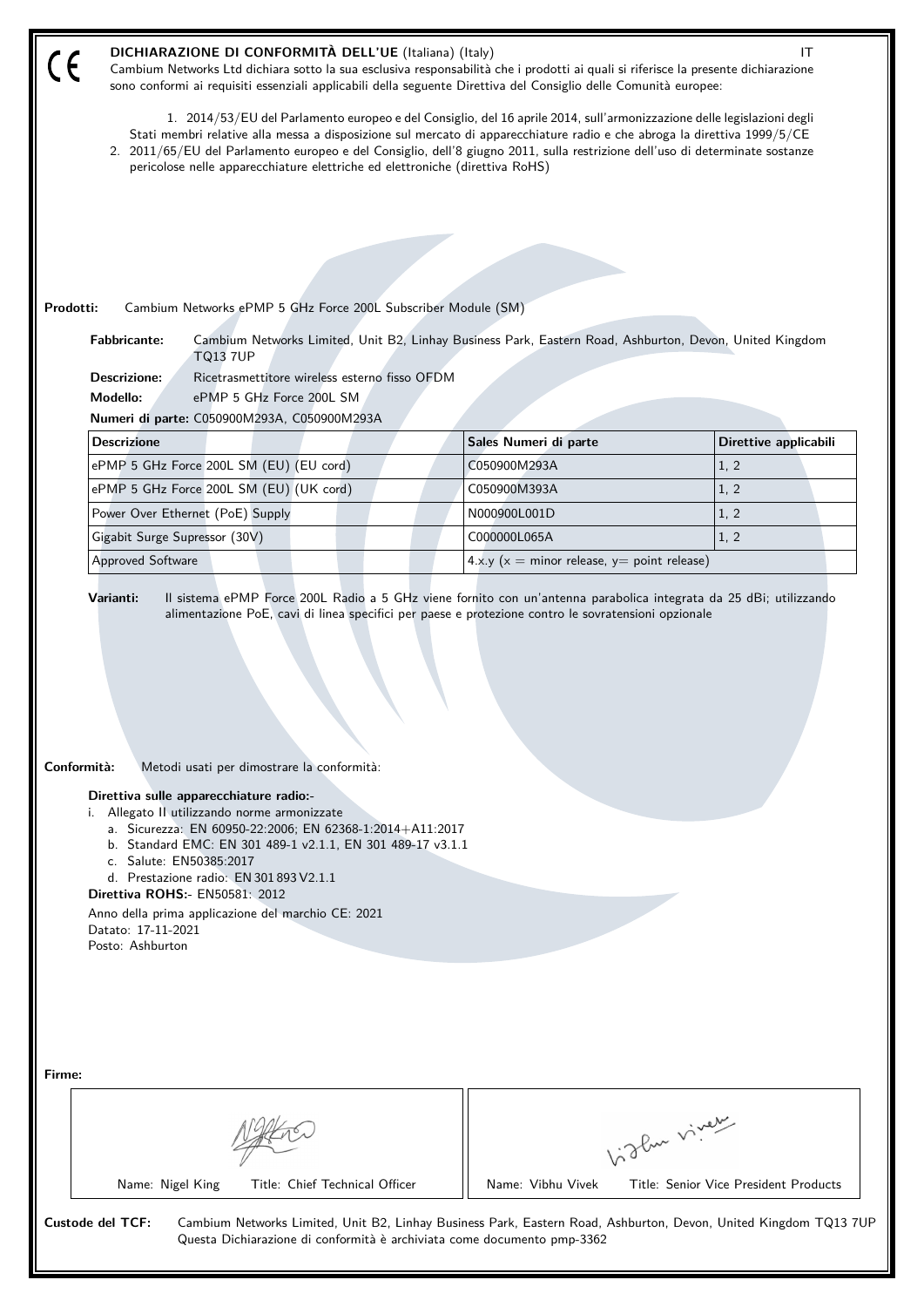CE

## DICHIARAZIONE DI CONFORMITÀ DELL'UE (Italiana) (Italy)

IT

Cambium Networks Ltd dichiara sotto la sua esclusiva responsabilità che i prodotti ai quali si riferisce la presente dichiarazione sono conformi ai requisiti essenziali applicabili della seguente Direttiva del Consiglio delle Comunità europee:

1. 2014/53/EU del Parlamento europeo e del Consiglio, del 16 aprile 2014, sull'armonizzazione delle legislazioni degli Stati membri relative alla messa a disposizione sul mercato di apparecchiature radio e che abroga la direttiva 1999/5/CE
2. 2011/65/EU del Parlamento europeo e del Consiglio, dell'8 giugno 2011, sulla restrizione dell'uso di determinate sostanze pericolose nelle apparecchiature elettriche ed elettroniche (direttiva RoHS)

**Prodotti:** Cambium Networks ePMP 5 GHz Force 200L Subscriber Module (SM)

**Fabbricante:** Cambium Networks Limited, Unit B2, Linhay Business Park, Eastern Road, Ashburton, Devon, United Kingdom TQ13 7UP

**Descrizione:** Ricetrasmettitore wireless esterno fisso OFDM

**Modello:** ePMP 5 GHz Force 200L SM

**Numeri di parte:** C050900M293A, C050900M293A

| Descrizione | Sales Numeri di parte | Direttive applicabili |
|---|---|---|
| ePMP 5 GHz Force 200L SM (EU) (EU cord) | C050900M293A | 1, 2 |
| ePMP 5 GHz Force 200L SM (EU) (UK cord) | C050900M393A | 1, 2 |
| Power Over Ethernet (PoE) Supply | N000900L001D | 1, 2 |
| Gigabit Surge Supressor (30V) | C000000L065A | 1, 2 |
| Approved Software | 4.x.y (x = minor release, y= point release) | |

**Varianti:** Il sistema ePMP Force 200L Radio a 5 GHz viene fornito con un'antenna parabolica integrata da 25 dBi; utilizzando alimentazione PoE, cavi di linea specifici per paese e protezione contro le sovratensioni opzionale

**Conformità:** Metodi usati per dimostrare la conformità:

**Direttiva sulle apparecchiature radio:-**

i. Allegato II utilizzando norme armonizzate
   a. Sicurezza: EN 60950-22:2006; EN 62368-1:2014+A11:2017
   b. Standard EMC: EN 301 489-1 v2.1.1, EN 301 489-17 v3.1.1
   c. Salute: EN50385:2017
   d. Prestazione radio: EN 301 893 V2.1.1

**Direttiva ROHS:-** EN50581: 2012

Anno della prima applicazione del marchio CE: 2021
Datato: 17-11-2021
Posto: Ashburton

**Firme:**

| Name: Nigel King Title: Chief Technical Officer | Name: Vibhu Vivek Title: Senior Vice President Products |
|---|---|

**Custode del TCF:** Cambium Networks Limited, Unit B2, Linhay Business Park, Eastern Road, Ashburton, Devon, United Kingdom TQ13 7UP
Questa Dichiarazione di conformità è archiviata come documento pmp-3362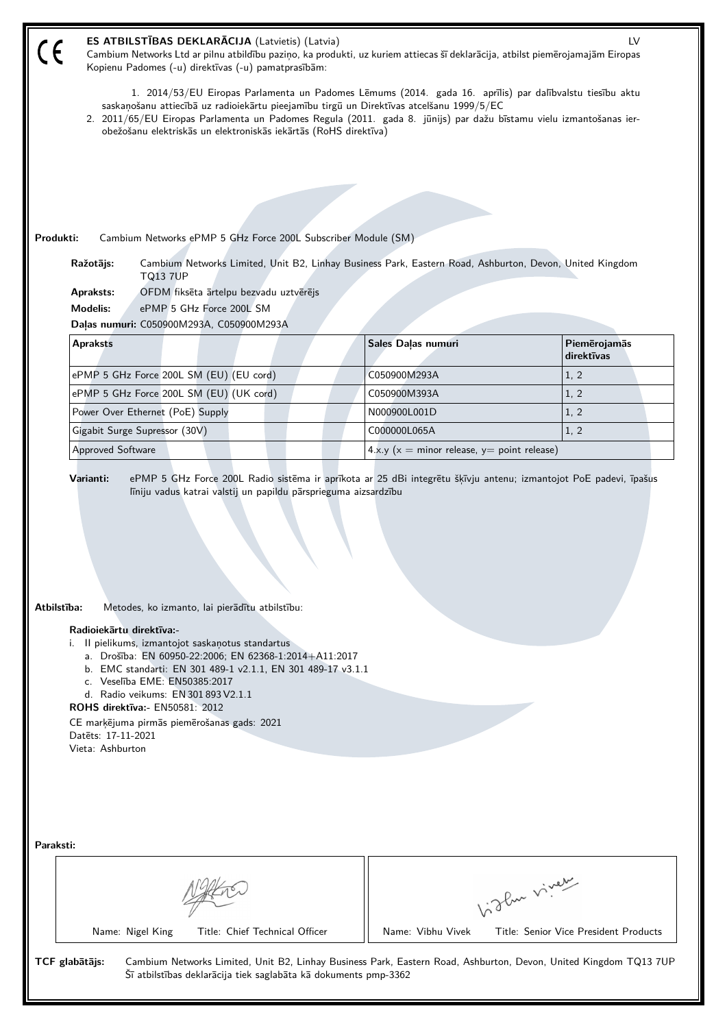CE

**ES ATBILSTĪBAS DEKLARĀCIJA** (Latvietis) (Latvia) LV

Cambium Networks Ltd ar pilnu atbildību paziņo, ka produkti, uz kuriem attiecas šī deklarācija, atbilst piemērojamajām Eiropas Kopienu Padomes (-u) direktīvas (-u) pamatprasībām:

1. 2014/53/EU Eiropas Parlamenta un Padomes Lēmums (2014. gada 16. aprīlis) par dalībvalstu tiesību aktu saskaņošanu attiecībā uz radioiekārtu pieejamību tirgū un Direktīvas atcelšanu 1999/5/EC
2. 2011/65/EU Eiropas Parlamenta un Padomes Regula (2011. gada 8. jūnijs) par dažu bīstamu vielu izmantošanas ierobežošanu elektriskās un elektroniskās iekārtās (RoHS direktīva)

**Produkti:** Cambium Networks ePMP 5 GHz Force 200L Subscriber Module (SM)

**Ražotājs:** Cambium Networks Limited, Unit B2, Linhay Business Park, Eastern Road, Ashburton, Devon, United Kingdom TQ13 7UP

**Apraksts:** OFDM fiksēta ārtelpu bezvadu uztvērējs

**Modelis:** ePMP 5 GHz Force 200L SM

**Daļas numuri:** C050900M293A, C050900M293A

| Apraksts | Sales Daļas numuri | Piemērojamās direktīvas |
|---|---|---|
| ePMP 5 GHz Force 200L SM (EU) (EU cord) | C050900M293A | 1, 2 |
| ePMP 5 GHz Force 200L SM (EU) (UK cord) | C050900M393A | 1, 2 |
| Power Over Ethernet (PoE) Supply | N000900L001D | 1, 2 |
| Gigabit Surge Supressor (30V) | C000000L065A | 1, 2 |
| Approved Software | 4.x.y (x = minor release, y= point release) | |

**Varianti:** ePMP 5 GHz Force 200L Radio sistēma ir aprīkota ar 25 dBi integrētu šķīvju antenu; izmantojot PoE padevi, īpašus līniju vadus katrai valstij un papildu pārsprieguma aizsardzību

**Atbilstība:** Metodes, ko izmanto, lai pierādītu atbilstību:

**Radioiekārtu direktīva:-**

i. II pielikums, izmantojot saskaņotus standartus
   a. Drošība: EN 60950-22:2006; EN 62368-1:2014+A11:2017
   b. EMC standarti: EN 301 489-1 v2.1.1, EN 301 489-17 v3.1.1
   c. Veselība EME: EN50385:2017
   d. Radio veikums: EN 301 893 V2.1.1

**ROHS direktīva:-** EN50581: 2012

CE marķējuma pirmās piemērošanas gads: 2021

Datēts: 17-11-2021

Vieta: Ashburton

**Paraksti:**

| Name: Nigel King Title: Chief Technical Officer | Name: Vibhu Vivek Title: Senior Vice President Products |
|---|---|

**TCF glabātājs:** Cambium Networks Limited, Unit B2, Linhay Business Park, Eastern Road, Ashburton, Devon, United Kingdom TQ13 7UP
Šī atbilstības deklarācija tiek saglabāta kā dokuments pmp-3362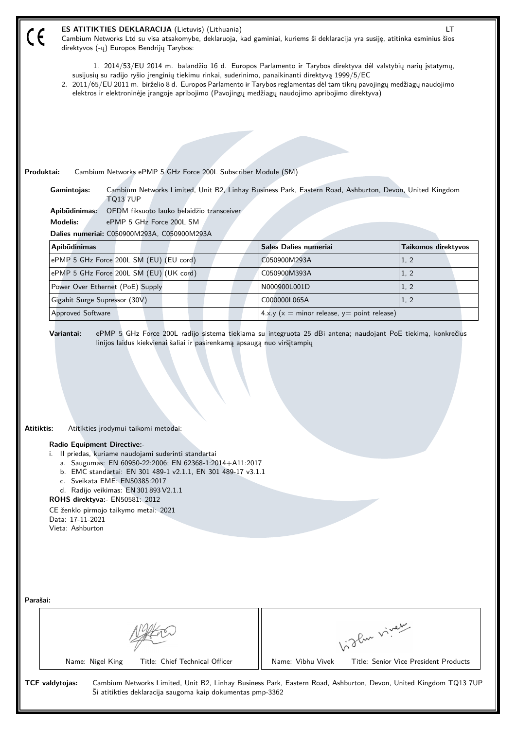CE

**ES ATITIKTIES DEKLARACIJA** (Lietuvis) (Lithuania) LT

Cambium Networks Ltd su visa atsakomybe, deklaruoja, kad gaminiai, kuriems ši deklaracija yra susiję, atitinka esminius šios direktyvos (-ų) Europos Bendrijų Tarybos:

1. 2014/53/EU 2014 m. balandžio 16 d. Europos Parlamento ir Tarybos direktyva dėl valstybių narių įstatymų, susijusių su radijo ryšio įrenginių tiekimu rinkai, suderinimo, panaikinanti direktyvą 1999/5/EC
2. 2011/65/EU 2011 m. birželio 8 d. Europos Parlamento ir Tarybos reglamentas dėl tam tikrų pavojingų medžiagų naudojimo elektros ir elektroninėje įrangoje apribojimo (Pavojingų medžiagų naudojimo apribojimo direktyva)

**Produktai:** Cambium Networks ePMP 5 GHz Force 200L Subscriber Module (SM)

**Gamintojas:** Cambium Networks Limited, Unit B2, Linhay Business Park, Eastern Road, Ashburton, Devon, United Kingdom TQ13 7UP

**Apibūdinimas:** OFDM fiksuoto lauko belaidžio transceiver

**Modelis:** ePMP 5 GHz Force 200L SM

**Dalies numeriai:** C050900M293A, C050900M293A

| Apibūdinimas | Sales Dalies numeriai | Taikomos direktyvos |
|---|---|---|
| ePMP 5 GHz Force 200L SM (EU) (EU cord) | C050900M293A | 1, 2 |
| ePMP 5 GHz Force 200L SM (EU) (UK cord) | C050900M393A | 1, 2 |
| Power Over Ethernet (PoE) Supply | N000900L001D | 1, 2 |
| Gigabit Surge Supressor (30V) | C000000L065A | 1, 2 |
| Approved Software | 4.x.y (x = minor release, y= point release) | |

**Variantai:** ePMP 5 GHz Force 200L radijo sistema tiekiama su integruota 25 dBi antena; naudojant PoE tiekimą, konkrečius linijos laidus kiekvienai šaliai ir pasirenkamą apsaugą nuo viršįtampių

**Atitiktis:** Atitikties įrodymui taikomi metodai:

**Radio Equipment Directive:-**

i. II priedas, kuriame naudojami suderinti standartai
   a. Saugumas: EN 60950-22:2006; EN 62368-1:2014+A11:2017
   b. EMC standartai: EN 301 489-1 v2.1.1, EN 301 489-17 v3.1.1
   c. Sveikata EME: EN50385:2017
   d. Radijo veikimas: EN 301 893 V2.1.1

**ROHS direktyva:-** EN50581: 2012

CE ženklo pirmojo taikymo metai: 2021

Data: 17-11-2021

Vieta: Ashburton

**Parašai:**

| Name: Nigel King Title: Chief Technical Officer | Name: Vibhu Vivek Title: Senior Vice President Products |
|---|---|

**TCF valdytojas:** Cambium Networks Limited, Unit B2, Linhay Business Park, Eastern Road, Ashburton, Devon, United Kingdom TQ13 7UP
Ši atitikties deklaracija saugoma kaip dokumentas pmp-3362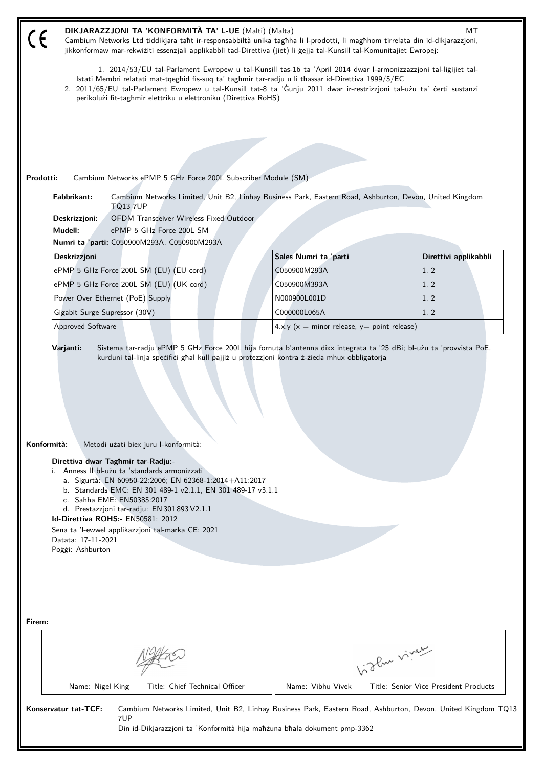CE

**DIKJARAZZJONI TA 'KONFORMITÀ TA' L-UE** (Malti) (Malta) MT

Cambium Networks Ltd tiddikjara taħt ir-responsabbiltà unika tagħha li l-prodotti, li magħhom tirrelata din id-dikjarazzjoni, jikkonformaw mar-rekwiżiti essenzjali applikabbli tad-Direttiva (jiet) li ġejja tal-Kunsill tal-Komunitajiet Ewropej:

1. 2014/53/EU tal-Parlament Ewropew u tal-Kunsill tas-16 ta 'April 2014 dwar l-armonizzazzjoni tal-liġijiet tal-Istati Membri relatati mat-tqegħid fis-suq ta' tagħmir tar-radju u li tħassar id-Direttiva 1999/5/EC
2. 2011/65/EU tal-Parlament Ewropew u tal-Kunsill tat-8 ta 'Ġunju 2011 dwar ir-restrizzjoni tal-użu ta' ċerti sustanzi perikolużi fit-tagħmir elettriku u elettroniku (Direttiva RoHS)

**Prodotti:** Cambium Networks ePMP 5 GHz Force 200L Subscriber Module (SM)

**Fabbrikant:** Cambium Networks Limited, Unit B2, Linhay Business Park, Eastern Road, Ashburton, Devon, United Kingdom TQ13 7UP

**Deskrizzjoni:** OFDM Transceiver Wireless Fixed Outdoor

**Mudell:** ePMP 5 GHz Force 200L SM

**Numri ta 'parti:** C050900M293A, C050900M293A

| Deskrizzjoni | Sales Numri ta 'parti | Direttivi applikabbli |
|---|---|---|
| ePMP 5 GHz Force 200L SM (EU) (EU cord) | C050900M293A | 1, 2 |
| ePMP 5 GHz Force 200L SM (EU) (UK cord) | C050900M393A | 1, 2 |
| Power Over Ethernet (PoE) Supply | N000900L001D | 1, 2 |
| Gigabit Surge Supressor (30V) | C000000L065A | 1, 2 |
| Approved Software | 4.x.y (x = minor release, y= point release) | |

**Varjanti:** Sistema tar-radju ePMP 5 GHz Force 200L hija fornuta b'antenna dixx integrata ta '25 dBi; bl-użu ta 'provvista PoE, kurduni tal-linja speċifiċi għal kull pajjiż u protezzjoni kontra ż-żieda mhux obbligatorja

**Konformità:** Metodi użati biex juru l-konformità:

**Direttiva dwar Tagħmir tar-Radju:-**

i. Anness II bl-użu ta 'standards armonizzati
   a. Sigurtà: EN 60950-22:2006; EN 62368-1:2014+A11:2017
   b. Standards EMC: EN 301 489-1 v2.1.1, EN 301 489-17 v3.1.1
   c. Saħħa EME: EN50385:2017
   d. Prestazzjoni tar-radju: EN 301 893 V2.1.1

**Id-Direttiva ROHS:-** EN50581: 2012

Sena ta 'l-ewwel applikazzjoni tal-marka CE: 2021
Datata: 17-11-2021
Poġġi: Ashburton

**Firem:**

| Name: Nigel King Title: Chief Technical Officer | Name: Vibhu Vivek Title: Senior Vice President Products |
|---|---|

**Konservatur tat-TCF:** Cambium Networks Limited, Unit B2, Linhay Business Park, Eastern Road, Ashburton, Devon, United Kingdom TQ13 7UP

Din id-Dikjarazzjoni ta 'Konformità hija maħżuna bħala dokument pmp-3362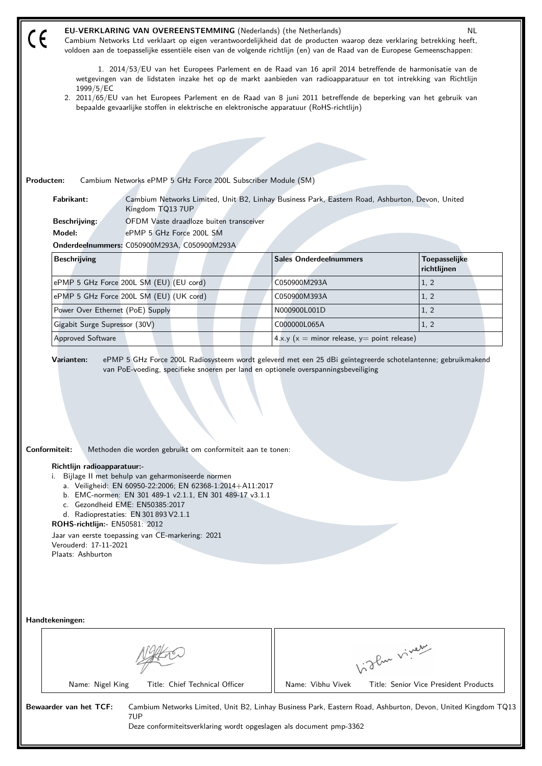CE

**EU-VERKLARING VAN OVEREENSTEMMING** (Nederlands) (the Netherlands) NL

Cambium Networks Ltd verklaart op eigen verantwoordelijkheid dat de producten waarop deze verklaring betrekking heeft, voldoen aan de toepasselijke essentiële eisen van de volgende richtlijn (en) van de Raad van de Europese Gemeenschappen:

1. 2014/53/EU van het Europees Parlement en de Raad van 16 april 2014 betreffende de harmonisatie van de wetgevingen van de lidstaten inzake het op de markt aanbieden van radioapparatuur en tot intrekking van Richtlijn 1999/5/EC
2. 2011/65/EU van het Europees Parlement en de Raad van 8 juni 2011 betreffende de beperking van het gebruik van bepaalde gevaarlijke stoffen in elektrische en elektronische apparatuur (RoHS-richtlijn)

**Producten:** Cambium Networks ePMP 5 GHz Force 200L Subscriber Module (SM)

**Fabrikant:** Cambium Networks Limited, Unit B2, Linhay Business Park, Eastern Road, Ashburton, Devon, United Kingdom TQ13 7UP

**Beschrijving:** OFDM Vaste draadloze buiten transceiver

**Model:** ePMP 5 GHz Force 200L SM

**Onderdeelnummers:** C050900M293A, C050900M293A

| Beschrijving | Sales Onderdeelnummers | Toepasselijke richtlijnen |
|---|---|---|
| ePMP 5 GHz Force 200L SM (EU) (EU cord) | C050900M293A | 1, 2 |
| ePMP 5 GHz Force 200L SM (EU) (UK cord) | C050900M393A | 1, 2 |
| Power Over Ethernet (PoE) Supply | N000900L001D | 1, 2 |
| Gigabit Surge Supressor (30V) | C000000L065A | 1, 2 |
| Approved Software | 4.x.y (x = minor release, y= point release) | |

**Varianten:** ePMP 5 GHz Force 200L Radiosysteem wordt geleverd met een 25 dBi geïntegreerde schotelantenne; gebruikmakend van PoE-voeding, specifieke snoeren per land en optionele overspanningsbeveiliging

**Conformiteit:** Methoden die worden gebruikt om conformiteit aan te tonen:

**Richtlijn radioapparatuur:-**

i. Bijlage II met behulp van geharmoniseerde normen
   a. Veiligheid: EN 60950-22:2006; EN 62368-1:2014+A11:2017
   b. EMC-normen: EN 301 489-1 v2.1.1, EN 301 489-17 v3.1.1
   c. Gezondheid EME: EN50385:2017
   d. Radioprestaties: EN 301 893 V2.1.1

**ROHS-richtlijn:-** EN50581: 2012

Jaar van eerste toepassing van CE-markering: 2021

Verouderd: 17-11-2021

Plaats: Ashburton

**Handtekeningen:**

| Name: Nigel King Title: Chief Technical Officer | Name: Vibhu Vivek Title: Senior Vice President Products |
|---|---|

**Bewaarder van het TCF:** Cambium Networks Limited, Unit B2, Linhay Business Park, Eastern Road, Ashburton, Devon, United Kingdom TQ13 7UP

Deze conformiteitsverklaring wordt opgeslagen als document pmp-3362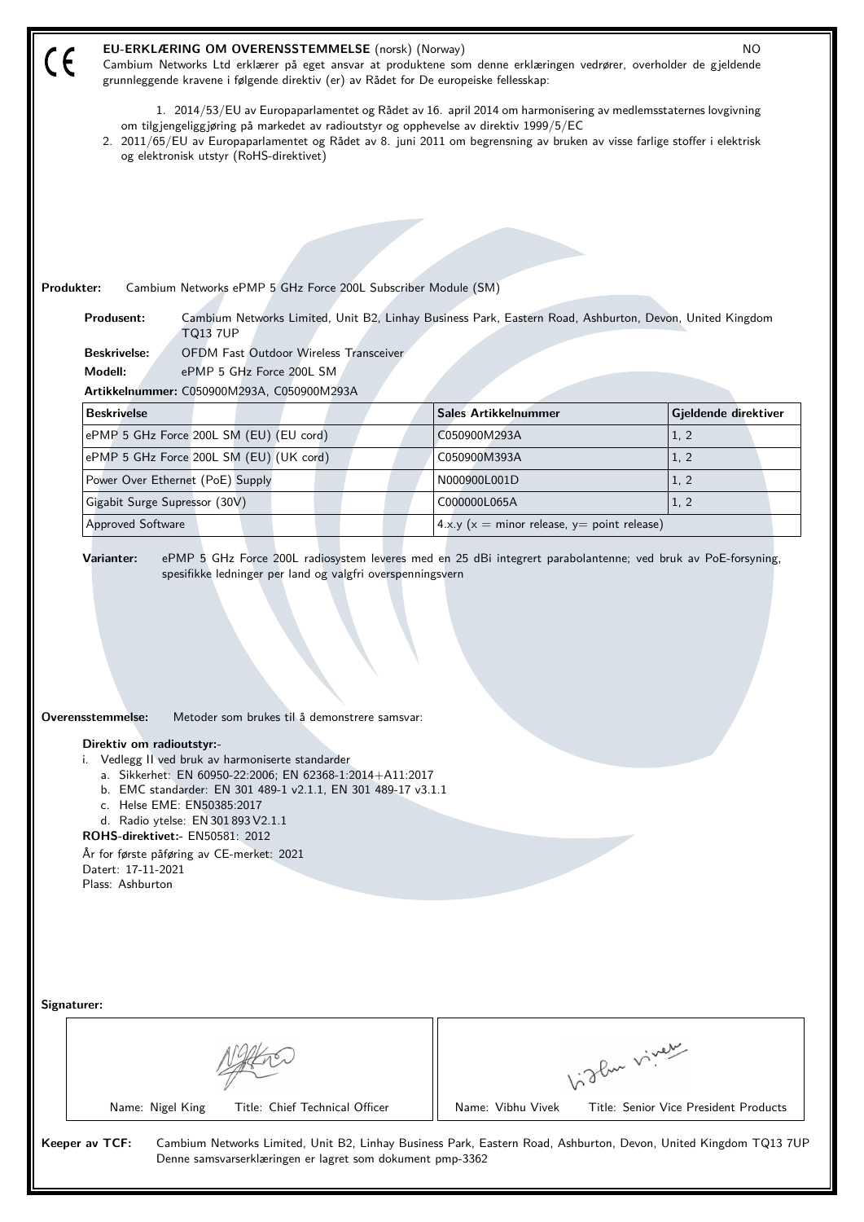CE

**EU-ERKLÆRING OM OVERENSSTEMMELSE** (norsk) (Norway) NO

Cambium Networks Ltd erklærer på eget ansvar at produktene som denne erklæringen vedrører, overholder de gjeldende grunnleggende kravene i følgende direktiv (er) av Rådet for De europeiske fellesskap:

1. 2014/53/EU av Europaparlamentet og Rådet av 16. april 2014 om harmonisering av medlemsstaternes lovgivning om tilgjengeliggjøring på markedet av radioutstyr og opphevelse av direktiv 1999/5/EC
2. 2011/65/EU av Europaparlamentet og Rådet av 8. juni 2011 om begrensning av bruken av visse farlige stoffer i elektrisk og elektronisk utstyr (RoHS-direktivet)

**Produkter:** Cambium Networks ePMP 5 GHz Force 200L Subscriber Module (SM)

**Produsent:** Cambium Networks Limited, Unit B2, Linhay Business Park, Eastern Road, Ashburton, Devon, United Kingdom TQ13 7UP

**Beskrivelse:** OFDM Fast Outdoor Wireless Transceiver

**Modell:** ePMP 5 GHz Force 200L SM

**Artikkelnummer:** C050900M293A, C050900M293A

| Beskrivelse | Sales Artikkelnummer | Gjeldende direktiver |
|---|---|---|
| ePMP 5 GHz Force 200L SM (EU) (EU cord) | C050900M293A | 1, 2 |
| ePMP 5 GHz Force 200L SM (EU) (UK cord) | C050900M393A | 1, 2 |
| Power Over Ethernet (PoE) Supply | N000900L001D | 1, 2 |
| Gigabit Surge Supressor (30V) | C000000L065A | 1, 2 |
| Approved Software | 4.x.y (x = minor release, y= point release) | |

**Varianter:** ePMP 5 GHz Force 200L radiosystem leveres med en 25 dBi integrert parabolantenne; ved bruk av PoE-forsyning, spesifikke ledninger per land og valgfri overspenningsvern

**Overensstemmelse:** Metoder som brukes til å demonstrere samsvar:

**Direktiv om radioutstyr:-**

i. Vedlegg II ved bruk av harmoniserte standarder
   a. Sikkerhet: EN 60950-22:2006; EN 62368-1:2014+A11:2017
   b. EMC standarder: EN 301 489-1 v2.1.1, EN 301 489-17 v3.1.1
   c. Helse EME: EN50385:2017
   d. Radio ytelse: EN 301 893 V2.1.1

**ROHS-direktivet:-** EN50581: 2012

År for første påføring av CE-merket: 2021

Datert: 17-11-2021

Plass: Ashburton

**Signaturer:**

| Name: Nigel King Title: Chief Technical Officer | Name: Vibhu Vivek Title: Senior Vice President Products |
|---|---|

**Keeper av TCF:** Cambium Networks Limited, Unit B2, Linhay Business Park, Eastern Road, Ashburton, Devon, United Kingdom TQ13 7UP

Denne samsvarserklæringen er lagret som dokument pmp-3362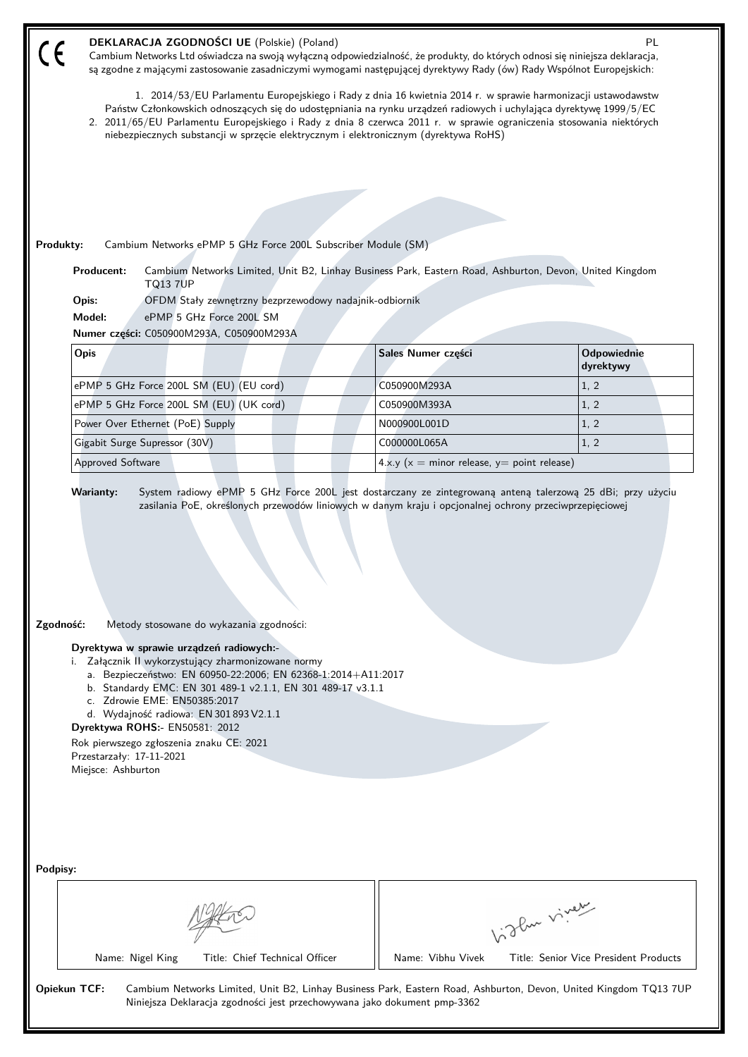CE

**DEKLARACJA ZGODNOŚCI UE** (Polskie) (Poland) PL

Cambium Networks Ltd oświadcza na swoją wyłączną odpowiedzialność, że produkty, do których odnosi się niniejsza deklaracja, są zgodne z mającymi zastosowanie zasadniczymi wymogami następującej dyrektywy Rady (ów) Rady Wspólnot Europejskich:

1. 2014/53/EU Parlamentu Europejskiego i Rady z dnia 16 kwietnia 2014 r. w sprawie harmonizacji ustawodawstw Państw Członkowskich odnoszących się do udostępniania na rynku urządzeń radiowych i uchylająca dyrektywę 1999/5/EC
2. 2011/65/EU Parlamentu Europejskiego i Rady z dnia 8 czerwca 2011 r. w sprawie ograniczenia stosowania niektórych niebezpiecznych substancji w sprzęcie elektrycznym i elektronicznym (dyrektywa RoHS)

**Produkty:** Cambium Networks ePMP 5 GHz Force 200L Subscriber Module (SM)

**Producent:** Cambium Networks Limited, Unit B2, Linhay Business Park, Eastern Road, Ashburton, Devon, United Kingdom TQ13 7UP

**Opis:** OFDM Stały zewnętrzny bezprzewodowy nadajnik-odbiornik

**Model:** ePMP 5 GHz Force 200L SM

**Numer części:** C050900M293A, C050900M293A

| Opis | Sales Numer części | Odpowiednie dyrektywy |
|---|---|---|
| ePMP 5 GHz Force 200L SM (EU) (EU cord) | C050900M293A | 1, 2 |
| ePMP 5 GHz Force 200L SM (EU) (UK cord) | C050900M393A | 1, 2 |
| Power Over Ethernet (PoE) Supply | N000900L001D | 1, 2 |
| Gigabit Surge Supressor (30V) | C000000L065A | 1, 2 |
| Approved Software | 4.x.y (x = minor release, y= point release) | |

**Warianty:** System radiowy ePMP 5 GHz Force 200L jest dostarczany ze zintegrowaną anteną talerzową 25 dBi; przy użyciu zasilania PoE, określonych przewodów liniowych w danym kraju i opcjonalnej ochrony przeciwprzepięciowej

**Zgodność:** Metody stosowane do wykazania zgodności:

**Dyrektywa w sprawie urządzeń radiowych:-**

i. Załącznik II wykorzystujący zharmonizowane normy
   a. Bezpieczeństwo: EN 60950-22:2006; EN 62368-1:2014+A11:2017
   b. Standardy EMC: EN 301 489-1 v2.1.1, EN 301 489-17 v3.1.1
   c. Zdrowie EME: EN50385:2017
   d. Wydajność radiowa: EN 301 893 V2.1.1

**Dyrektywa ROHS:-** EN50581: 2012

Rok pierwszego zgłoszenia znaku CE: 2021
Przestarzały: 17-11-2021
Miejsce: Ashburton

**Podpisy:**

| Name: Nigel King Title: Chief Technical Officer | Name: Vibhu Vivek Title: Senior Vice President Products |
|---|---|

**Opiekun TCF:** Cambium Networks Limited, Unit B2, Linhay Business Park, Eastern Road, Ashburton, Devon, United Kingdom TQ13 7UP
Niniejsza Deklaracja zgodności jest przechowywana jako dokument pmp-3362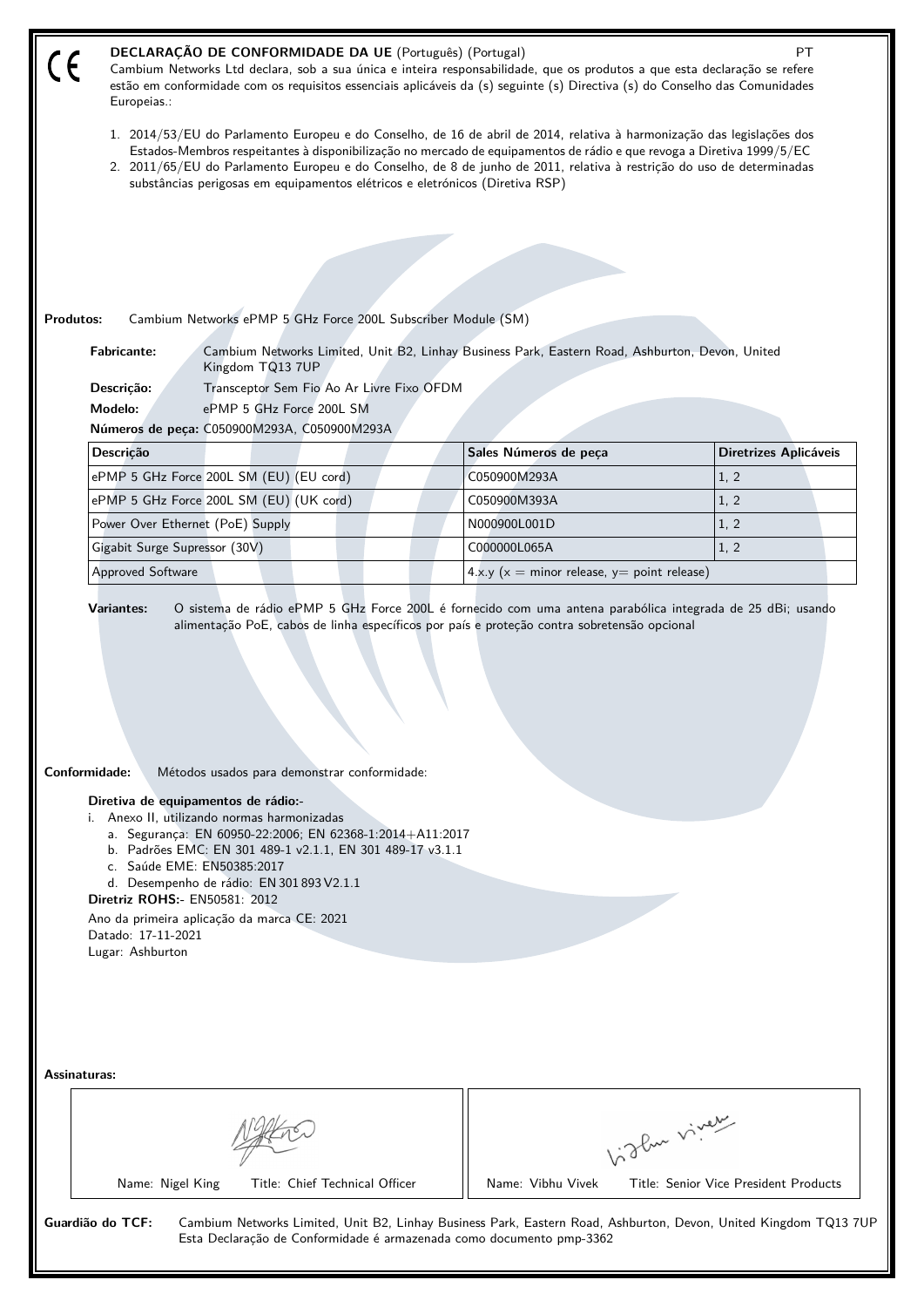CE

**DECLARAÇÃO DE CONFORMIDADE DA UE** (Português) (Portugal) PT

Cambium Networks Ltd declara, sob a sua única e inteira responsabilidade, que os produtos a que esta declaração se refere estão em conformidade com os requisitos essenciais aplicáveis da (s) seguinte (s) Directiva (s) do Conselho das Comunidades Europeias.:

1. 2014/53/EU do Parlamento Europeu e do Conselho, de 16 de abril de 2014, relativa à harmonização das legislações dos Estados-Membros respeitantes à disponibilização no mercado de equipamentos de rádio e que revoga a Diretiva 1999/5/EC
2. 2011/65/EU do Parlamento Europeu e do Conselho, de 8 de junho de 2011, relativa à restrição do uso de determinadas substâncias perigosas em equipamentos elétricos e eletrónicos (Diretiva RSP)

**Produtos:** Cambium Networks ePMP 5 GHz Force 200L Subscriber Module (SM)

**Fabricante:** Cambium Networks Limited, Unit B2, Linhay Business Park, Eastern Road, Ashburton, Devon, United Kingdom TQ13 7UP

**Descrição:** Transceptor Sem Fio Ao Ar Livre Fixo OFDM

**Modelo:** ePMP 5 GHz Force 200L SM

**Números de peça:** C050900M293A, C050900M293A

| Descrição | Sales Números de peça | Diretrizes Aplicáveis |
|---|---|---|
| ePMP 5 GHz Force 200L SM (EU) (EU cord) | C050900M293A | 1, 2 |
| ePMP 5 GHz Force 200L SM (EU) (UK cord) | C050900M393A | 1, 2 |
| Power Over Ethernet (PoE) Supply | N000900L001D | 1, 2 |
| Gigabit Surge Supressor (30V) | C000000L065A | 1, 2 |
| Approved Software | 4.x.y (x = minor release, y= point release) | |

**Variantes:** O sistema de rádio ePMP 5 GHz Force 200L é fornecido com uma antena parabólica integrada de 25 dBi; usando alimentação PoE, cabos de linha específicos por país e proteção contra sobretensão opcional

**Conformidade:** Métodos usados para demonstrar conformidade:

**Diretiva de equipamentos de rádio:-**

i. Anexo II, utilizando normas harmonizadas
   a. Segurança: EN 60950-22:2006; EN 62368-1:2014+A11:2017
   b. Padrões EMC: EN 301 489-1 v2.1.1, EN 301 489-17 v3.1.1
   c. Saúde EME: EN50385:2017
   d. Desempenho de rádio: EN 301 893 V2.1.1

**Diretriz ROHS:-** EN50581: 2012

Ano da primeira aplicação da marca CE: 2021

Datado: 17-11-2021

Lugar: Ashburton

**Assinaturas:**

| Name: Nigel King Title: Chief Technical Officer | Name: Vibhu Vivek Title: Senior Vice President Products |
|---|---|

**Guardião do TCF:** Cambium Networks Limited, Unit B2, Linhay Business Park, Eastern Road, Ashburton, Devon, United Kingdom TQ13 7UP
Esta Declaração de Conformidade é armazenada como documento pmp-3362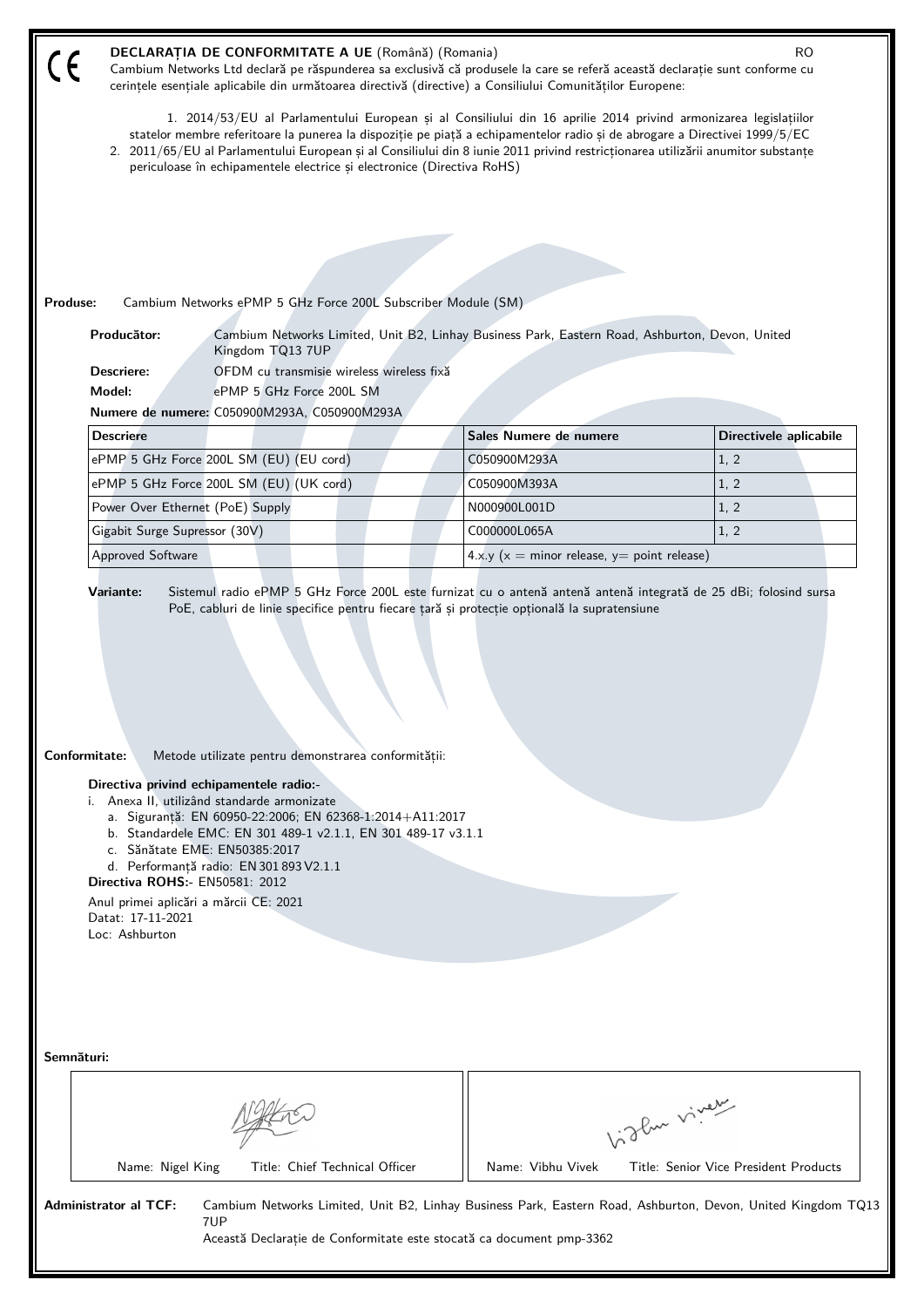CE

**DECLARAȚIA DE CONFORMITATE A UE** (Română) (Romania) RO

Cambium Networks Ltd declară pe răspunderea sa exclusivă că produsele la care se referă această declarație sunt conforme cu cerințele esențiale aplicabile din următoarea directivă (directive) a Consiliului Comunităților Europene:

1. 2014/53/EU al Parlamentului European și al Consiliului din 16 aprilie 2014 privind armonizarea legislațiilor statelor membre referitoare la punerea la dispoziție pe piață a echipamentelor radio și de abrogare a Directivei 1999/5/EC
2. 2011/65/EU al Parlamentului European și al Consiliului din 8 iunie 2011 privind restricționarea utilizării anumitor substanțe periculoase în echipamentele electrice și electronice (Directiva RoHS)

**Produse:** Cambium Networks ePMP 5 GHz Force 200L Subscriber Module (SM)

**Producător:** Cambium Networks Limited, Unit B2, Linhay Business Park, Eastern Road, Ashburton, Devon, United Kingdom TQ13 7UP

**Descriere:** OFDM cu transmisie wireless wireless fixă

**Model:** ePMP 5 GHz Force 200L SM

**Numere de numere:** C050900M293A, C050900M293A

| Descriere | Sales Numere de numere | Directivele aplicabile |
|---|---|---|
| ePMP 5 GHz Force 200L SM (EU) (EU cord) | C050900M293A | 1, 2 |
| ePMP 5 GHz Force 200L SM (EU) (UK cord) | C050900M393A | 1, 2 |
| Power Over Ethernet (PoE) Supply | N000900L001D | 1, 2 |
| Gigabit Surge Supressor (30V) | C000000L065A | 1, 2 |
| Approved Software | 4.x.y (x = minor release, y= point release) | |

**Variante:** Sistemul radio ePMP 5 GHz Force 200L este furnizat cu o antenă antenă antenă integrată de 25 dBi; folosind sursa PoE, cabluri de linie specifice pentru fiecare țară și protecție opțională la supratensiune

**Conformitate:** Metode utilizate pentru demonstrarea conformității:

**Directiva privind echipamentele radio:-**

i. Anexa II, utilizând standarde armonizate
   a. Siguranță: EN 60950-22:2006; EN 62368-1:2014+A11:2017
   b. Standardele EMC: EN 301 489-1 v2.1.1, EN 301 489-17 v3.1.1
   c. Sănătate EME: EN50385:2017
   d. Performanță radio: EN 301 893 V2.1.1

**Directiva ROHS:-** EN50581: 2012

Anul primei aplicări a mărcii CE: 2021
Datat: 17-11-2021
Loc: Ashburton

**Semnături:**

| Name: Nigel King &nbsp;&nbsp; Title: Chief Technical Officer | Name: Vibhu Vivek &nbsp;&nbsp; Title: Senior Vice President Products |
|---|---|

**Administrator al TCF:** Cambium Networks Limited, Unit B2, Linhay Business Park, Eastern Road, Ashburton, Devon, United Kingdom TQ13 7UP

Această Declarație de Conformitate este stocată ca document pmp-3362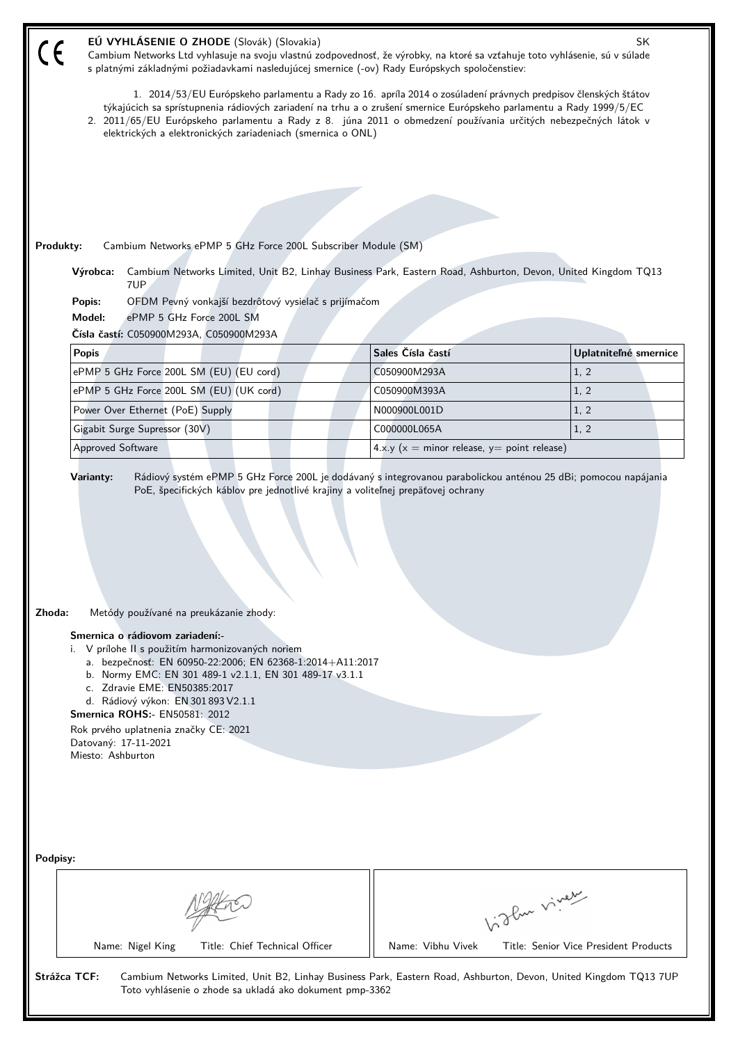CE

## EÚ VYHLÁSENIE O ZHODE (Slovák) (Slovakia)

SK

Cambium Networks Ltd vyhlasuje na svoju vlastnú zodpovednosť, že výrobky, na ktoré sa vzťahuje toto vyhlásenie, sú v súlade s platnými základnými požiadavkami nasledujúcej smernice (-ov) Rady Európskych spoločenstiev:

1. 2014/53/EU Európskeho parlamentu a Rady zo 16. apríla 2014 o zosúladení právnych predpisov členských štátov týkajúcich sa sprístupnenia rádiových zariadení na trhu a o zrušení smernice Európskeho parlamentu a Rady 1999/5/EC
2. 2011/65/EU Európskeho parlamentu a Rady z 8. júna 2011 o obmedzení používania určitých nebezpečných látok v elektrických a elektronických zariadeniach (smernica o ONL)

**Produkty:** Cambium Networks ePMP 5 GHz Force 200L Subscriber Module (SM)

**Výrobca:** Cambium Networks Limited, Unit B2, Linhay Business Park, Eastern Road, Ashburton, Devon, United Kingdom TQ13 7UP

**Popis:** OFDM Pevný vonkajší bezdrôtový vysielač s prijímačom

**Model:** ePMP 5 GHz Force 200L SM

**Čísla častí:** C050900M293A, C050900M293A

| Popis | Sales Čísla častí | Uplatniteľné smernice |
|---|---|---|
| ePMP 5 GHz Force 200L SM (EU) (EU cord) | C050900M293A | 1, 2 |
| ePMP 5 GHz Force 200L SM (EU) (UK cord) | C050900M393A | 1, 2 |
| Power Over Ethernet (PoE) Supply | N000900L001D | 1, 2 |
| Gigabit Surge Supressor (30V) | C000000L065A | 1, 2 |
| Approved Software | 4.x.y (x = minor release, y= point release) | |

**Varianty:** Rádiový systém ePMP 5 GHz Force 200L je dodávaný s integrovanou parabolickou anténou 25 dBi; pomocou napájania PoE, špecifických káblov pre jednotlivé krajiny a voliteľnej prepäťovej ochrany

**Zhoda:** Metódy používané na preukázanie zhody:

**Smernica o rádiovom zariadení:-**

i. V prílohe II s použitím harmonizovaných noriem
   a. bezpečnosť: EN 60950-22:2006; EN 62368-1:2014+A11:2017
   b. Normy EMC: EN 301 489-1 v2.1.1, EN 301 489-17 v3.1.1
   c. Zdravie EME: EN50385:2017
   d. Rádiový výkon: EN 301 893 V2.1.1

**Smernica ROHS:-** EN50581: 2012

Rok prvého uplatnenia značky CE: 2021

Datovaný: 17-11-2021

Miesto: Ashburton

**Podpisy:**

| Name: Nigel King Title: Chief Technical Officer | Name: Vibhu Vivek Title: Senior Vice President Products |
|---|---|

**Strážca TCF:** Cambium Networks Limited, Unit B2, Linhay Business Park, Eastern Road, Ashburton, Devon, United Kingdom TQ13 7UP
Toto vyhlásenie o zhode sa ukladá ako dokument pmp-3362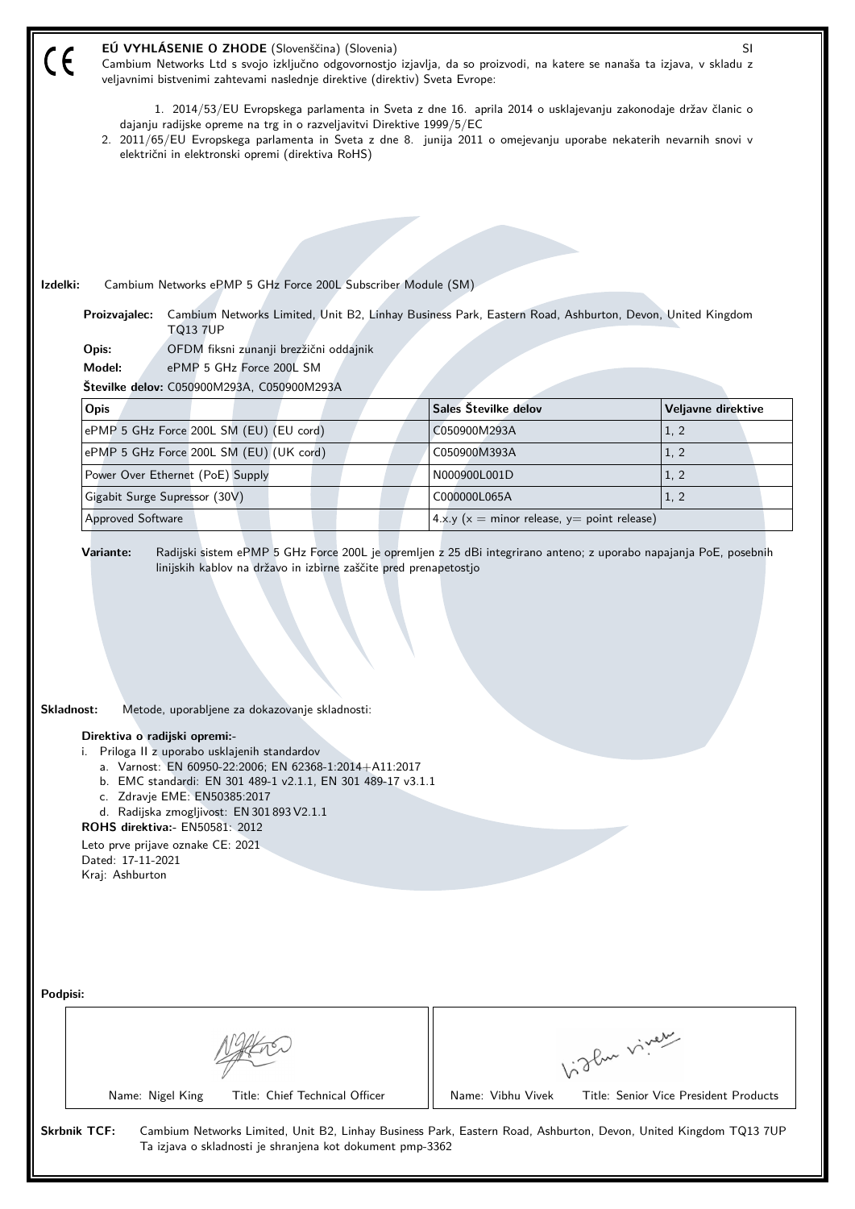# EÚ VYHLÁSENIE O ZHODE (Slovenščina) (Slovenia)

SI

Cambium Networks Ltd s svojo izključno odgovornostjo izjavlja, da so proizvodi, na katere se nanaša ta izjava, v skladu z veljavnimi bistvenimi zahtevami naslednje direktive (direktiv) Sveta Evrope:

1. 2014/53/EU Evropskega parlamenta in Sveta z dne 16. aprila 2014 o usklajevanju zakonodaje držav članic o dajanju radijske opreme na trg in o razveljavitvi Direktive 1999/5/EC
2. 2011/65/EU Evropskega parlamenta in Sveta z dne 8. junija 2011 o omejevanju uporabe nekaterih nevarnih snovi v električni in elektronski opremi (direktiva RoHS)

**Izdelki:** Cambium Networks ePMP 5 GHz Force 200L Subscriber Module (SM)

**Proizvajalec:** Cambium Networks Limited, Unit B2, Linhay Business Park, Eastern Road, Ashburton, Devon, United Kingdom TQ13 7UP

**Opis:** OFDM fiksni zunanji brezžični oddajnik

**Model:** ePMP 5 GHz Force 200L SM

**Številke delov:** C050900M293A, C050900M293A

| Opis | Sales Številke delov | Veljavne direktive |
|---|---|---|
| ePMP 5 GHz Force 200L SM (EU) (EU cord) | C050900M293A | 1, 2 |
| ePMP 5 GHz Force 200L SM (EU) (UK cord) | C050900M393A | 1, 2 |
| Power Over Ethernet (PoE) Supply | N000900L001D | 1, 2 |
| Gigabit Surge Supressor (30V) | C000000L065A | 1, 2 |
| Approved Software | 4.x.y (x = minor release, y= point release) | |

**Variante:** Radijski sistem ePMP 5 GHz Force 200L je opremljen z 25 dBi integrirano anteno; z uporabo napajanja PoE, posebnih linijskih kablov na državo in izbirne zaščite pred prenapetostjo

**Skladnost:** Metode, uporabljene za dokazovanje skladnosti:

**Direktiva o radijski opremi:-**

i. Priloga II z uporabo usklajenih standardov
   a. Varnost: EN 60950-22:2006; EN 62368-1:2014+A11:2017
   b. EMC standardi: EN 301 489-1 v2.1.1, EN 301 489-17 v3.1.1
   c. Zdravje EME: EN50385:2017
   d. Radijska zmogljivost: EN 301 893 V2.1.1

**ROHS direktiva:-** EN50581: 2012

Leto prve prijave oznake CE: 2021
Dated: 17-11-2021
Kraj: Ashburton

**Podpisi:**

| Name: Nigel King Title: Chief Technical Officer | Name: Vibhu Vivek Title: Senior Vice President Products |
|---|---|

**Skrbnik TCF:** Cambium Networks Limited, Unit B2, Linhay Business Park, Eastern Road, Ashburton, Devon, United Kingdom TQ13 7UP
Ta izjava o skladnosti je shranjena kot dokument pmp-3362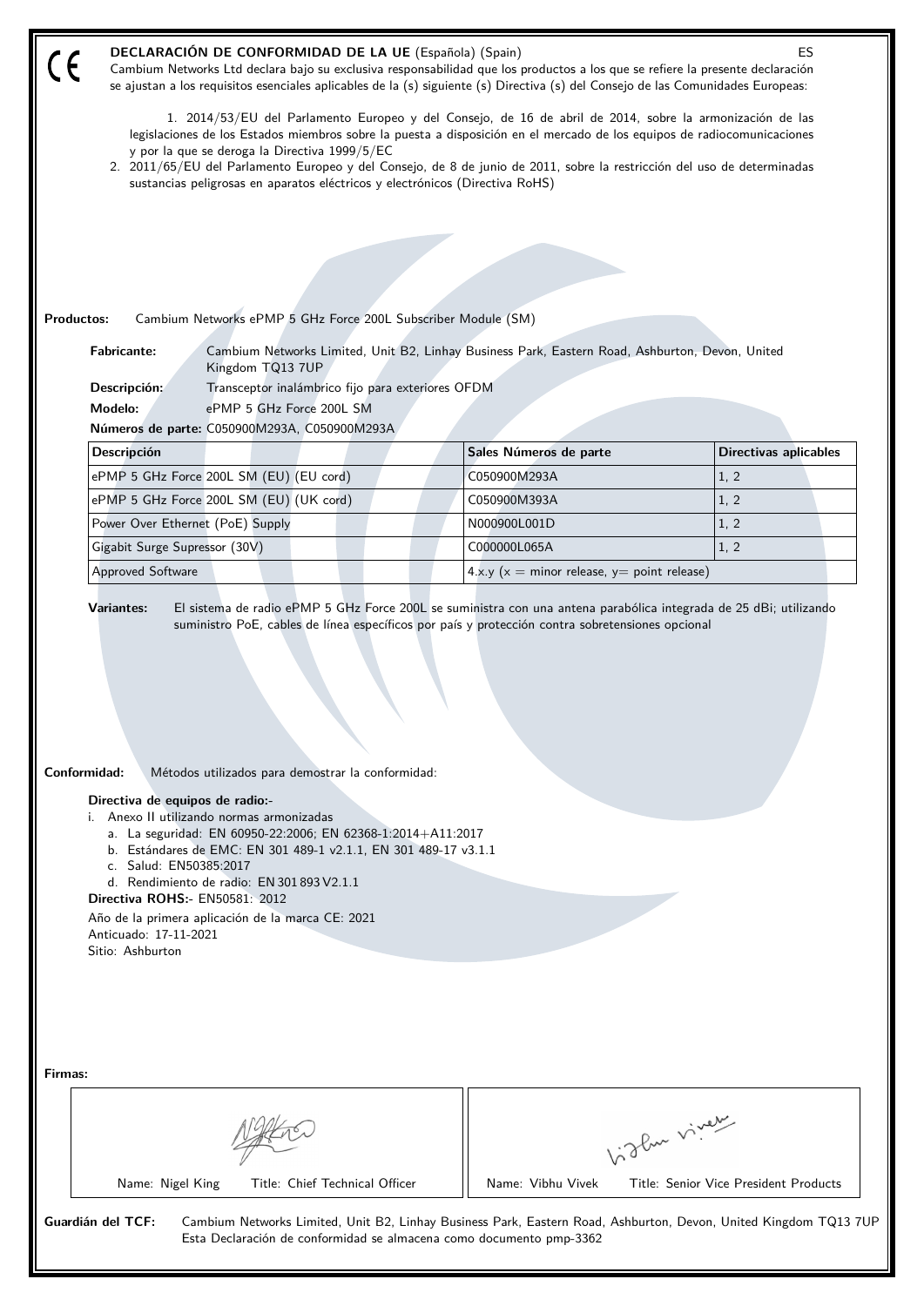# DECLARACIÓN DE CONFORMIDAD DE LA UE (Española) (Spain)

ES

Cambium Networks Ltd declara bajo su exclusiva responsabilidad que los productos a los que se refiere la presente declaración se ajustan a los requisitos esenciales aplicables de la (s) siguiente (s) Directiva (s) del Consejo de las Comunidades Europeas:

1. 2014/53/EU del Parlamento Europeo y del Consejo, de 16 de abril de 2014, sobre la armonización de las legislaciones de los Estados miembros sobre la puesta a disposición en el mercado de los equipos de radiocomunicaciones y por la que se deroga la Directiva 1999/5/EC
2. 2011/65/EU del Parlamento Europeo y del Consejo, de 8 de junio de 2011, sobre la restricción del uso de determinadas sustancias peligrosas en aparatos eléctricos y electrónicos (Directiva RoHS)

**Productos:** Cambium Networks ePMP 5 GHz Force 200L Subscriber Module (SM)

**Fabricante:** Cambium Networks Limited, Unit B2, Linhay Business Park, Eastern Road, Ashburton, Devon, United Kingdom TQ13 7UP

**Descripción:** Transceptor inalámbrico fijo para exteriores OFDM

**Modelo:** ePMP 5 GHz Force 200L SM

**Números de parte:** C050900M293A, C050900M293A

| Descripción | Sales Números de parte | Directivas aplicables |
|---|---|---|
| ePMP 5 GHz Force 200L SM (EU) (EU cord) | C050900M293A | 1, 2 |
| ePMP 5 GHz Force 200L SM (EU) (UK cord) | C050900M393A | 1, 2 |
| Power Over Ethernet (PoE) Supply | N000900L001D | 1, 2 |
| Gigabit Surge Supressor (30V) | C000000L065A | 1, 2 |
| Approved Software | 4.x.y (x = minor release, y= point release) | |

**Variantes:** El sistema de radio ePMP 5 GHz Force 200L se suministra con una antena parabólica integrada de 25 dBi; utilizando suministro PoE, cables de línea específicos por país y protección contra sobretensiones opcional

**Conformidad:** Métodos utilizados para demostrar la conformidad:

**Directiva de equipos de radio:-**

i. Anexo II utilizando normas armonizadas
   a. La seguridad: EN 60950-22:2006; EN 62368-1:2014+A11:2017
   b. Estándares de EMC: EN 301 489-1 v2.1.1, EN 301 489-17 v3.1.1
   c. Salud: EN50385:2017
   d. Rendimiento de radio: EN 301 893 V2.1.1

**Directiva ROHS:-** EN50581: 2012

Año de la primera aplicación de la marca CE: 2021

Anticuado: 17-11-2021

Sitio: Ashburton

**Firmas:**

| Name: Nigel King Title: Chief Technical Officer | Name: Vibhu Vivek Title: Senior Vice President Products |
|---|---|

**Guardián del TCF:** Cambium Networks Limited, Unit B2, Linhay Business Park, Eastern Road, Ashburton, Devon, United Kingdom TQ13 7UP
Esta Declaración de conformidad se almacena como documento pmp-3362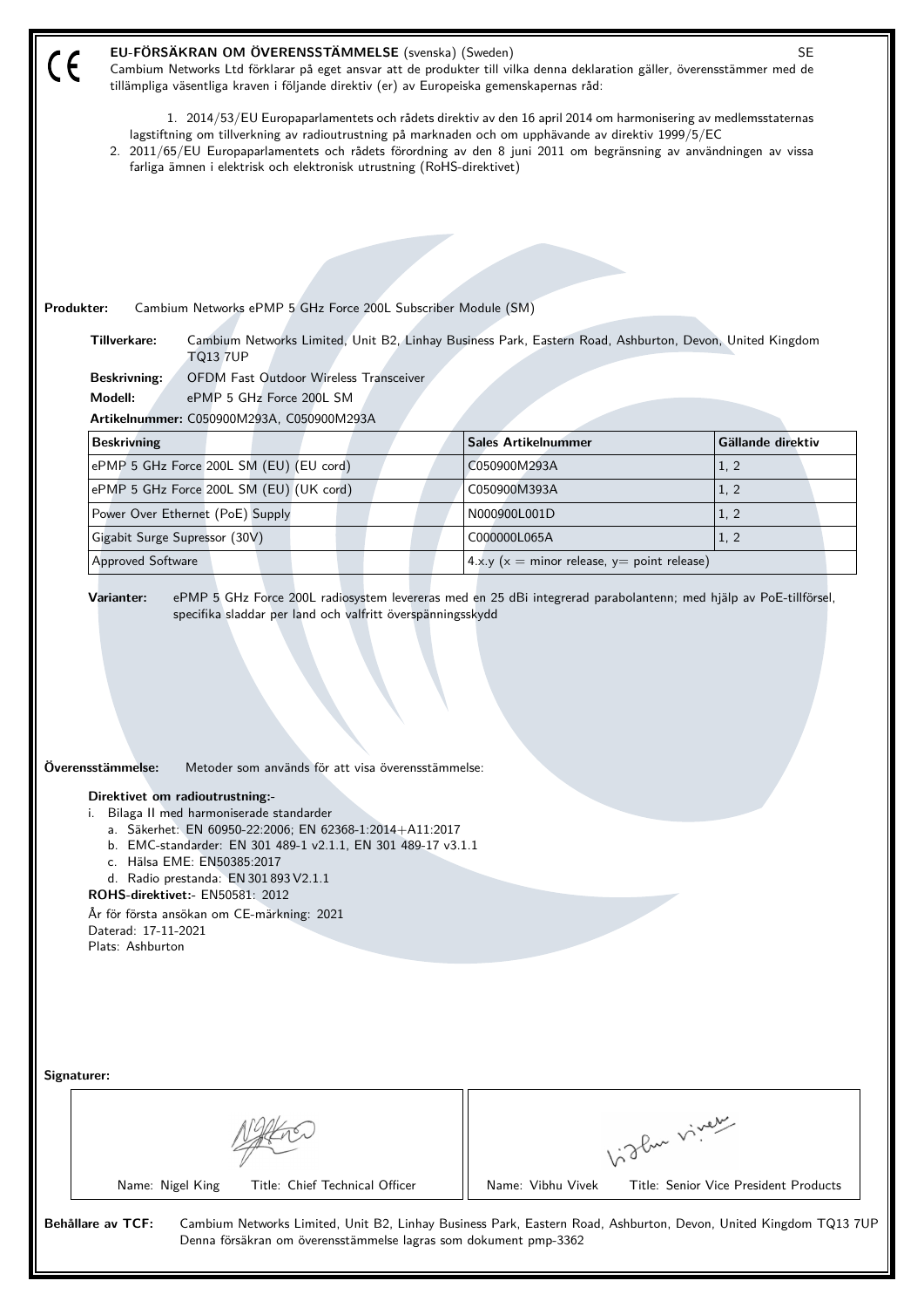CE

**EU-FÖRSÄKRAN OM ÖVERENSSTÄMMELSE** (svenska) (Sweden) SE

Cambium Networks Ltd förklarar på eget ansvar att de produkter till vilka denna deklaration gäller, överensstämmer med de tillämpliga väsentliga kraven i följande direktiv (er) av Europeiska gemenskapernas råd:

1. 2014/53/EU Europaparlamentets och rådets direktiv av den 16 april 2014 om harmonisering av medlemsstaternas lagstiftning om tillverkning av radioutrustning på marknaden och om upphävande av direktiv 1999/5/EC
2. 2011/65/EU Europaparlamentets och rådets förordning av den 8 juni 2011 om begränsning av användningen av vissa farliga ämnen i elektrisk och elektronisk utrustning (RoHS-direktivet)

**Produkter:** Cambium Networks ePMP 5 GHz Force 200L Subscriber Module (SM)

**Tillverkare:** Cambium Networks Limited, Unit B2, Linhay Business Park, Eastern Road, Ashburton, Devon, United Kingdom TQ13 7UP

**Beskrivning:** OFDM Fast Outdoor Wireless Transceiver

**Modell:** ePMP 5 GHz Force 200L SM

**Artikelnummer:** C050900M293A, C050900M293A

| **Beskrivning** | **Sales Artikelnummer** | **Gällande direktiv** |
|---|---|---|
| ePMP 5 GHz Force 200L SM (EU) (EU cord) | C050900M293A | 1, 2 |
| ePMP 5 GHz Force 200L SM (EU) (UK cord) | C050900M393A | 1, 2 |
| Power Over Ethernet (PoE) Supply | N000900L001D | 1, 2 |
| Gigabit Surge Supressor (30V) | C000000L065A | 1, 2 |
| Approved Software | 4.x.y (x = minor release, y= point release) | |

**Varianter:** ePMP 5 GHz Force 200L radiosystem levereras med en 25 dBi integrerad parabolantenn; med hjälp av PoE-tillförsel, specifika sladdar per land och valfritt överspänningsskydd

**Överensstämmelse:** Metoder som används för att visa överensstämmelse:

**Direktivet om radioutrustning:-**

i. Bilaga II med harmoniserade standarder
   a. Säkerhet: EN 60950-22:2006; EN 62368-1:2014+A11:2017
   b. EMC-standarder: EN 301 489-1 v2.1.1, EN 301 489-17 v3.1.1
   c. Hälsa EME: EN50385:2017
   d. Radio prestanda: EN 301 893 V2.1.1

**ROHS-direktivet:-** EN50581: 2012

År för första ansökan om CE-märkning: 2021

Daterad: 17-11-2021

Plats: Ashburton

**Signaturer:**

| | |
|---|---|
| Name: Nigel King Title: Chief Technical Officer | Name: Vibhu Vivek Title: Senior Vice President Products |

**Behållare av TCF:** Cambium Networks Limited, Unit B2, Linhay Business Park, Eastern Road, Ashburton, Devon, United Kingdom TQ13 7UP
Denna försäkran om överensstämmelse lagras som dokument pmp-3362